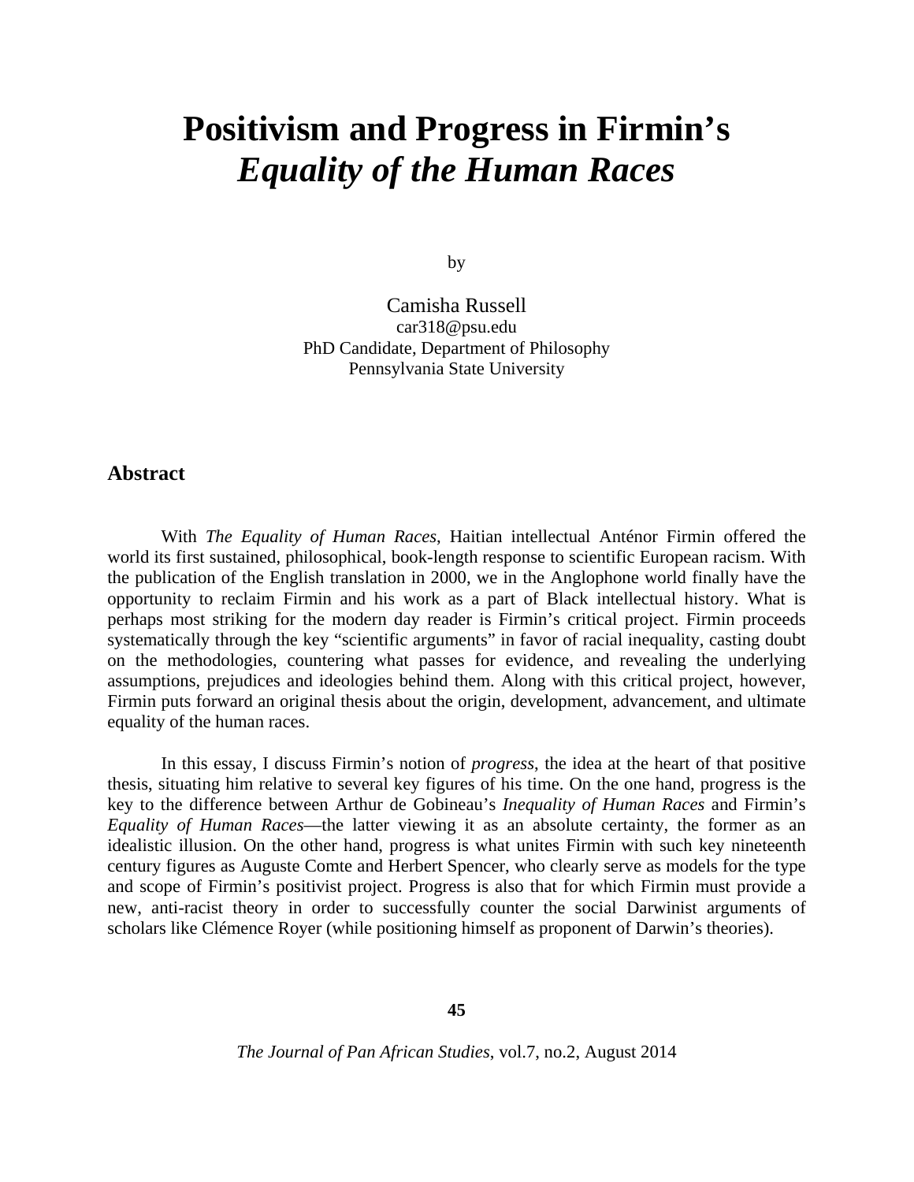# Positivism and Progress in Firmin's *Equality of the Human Races*

by

Camisha Russell
car318@psu.edu
PhD Candidate, Department of Philosophy
Pennsylvania State University

## Abstract

With *The Equality of Human Races*, Haitian intellectual Anténor Firmin offered the world its first sustained, philosophical, book-length response to scientific European racism. With the publication of the English translation in 2000, we in the Anglophone world finally have the opportunity to reclaim Firmin and his work as a part of Black intellectual history. What is perhaps most striking for the modern day reader is Firmin's critical project. Firmin proceeds systematically through the key "scientific arguments" in favor of racial inequality, casting doubt on the methodologies, countering what passes for evidence, and revealing the underlying assumptions, prejudices and ideologies behind them. Along with this critical project, however, Firmin puts forward an original thesis about the origin, development, advancement, and ultimate equality of the human races.

In this essay, I discuss Firmin's notion of *progress*, the idea at the heart of that positive thesis, situating him relative to several key figures of his time. On the one hand, progress is the key to the difference between Arthur de Gobineau's *Inequality of Human Races* and Firmin's *Equality of Human Races*—the latter viewing it as an absolute certainty, the former as an idealistic illusion. On the other hand, progress is what unites Firmin with such key nineteenth century figures as Auguste Comte and Herbert Spencer, who clearly serve as models for the type and scope of Firmin's positivist project. Progress is also that for which Firmin must provide a new, anti-racist theory in order to successfully counter the social Darwinist arguments of scholars like Clémence Royer (while positioning himself as proponent of Darwin's theories).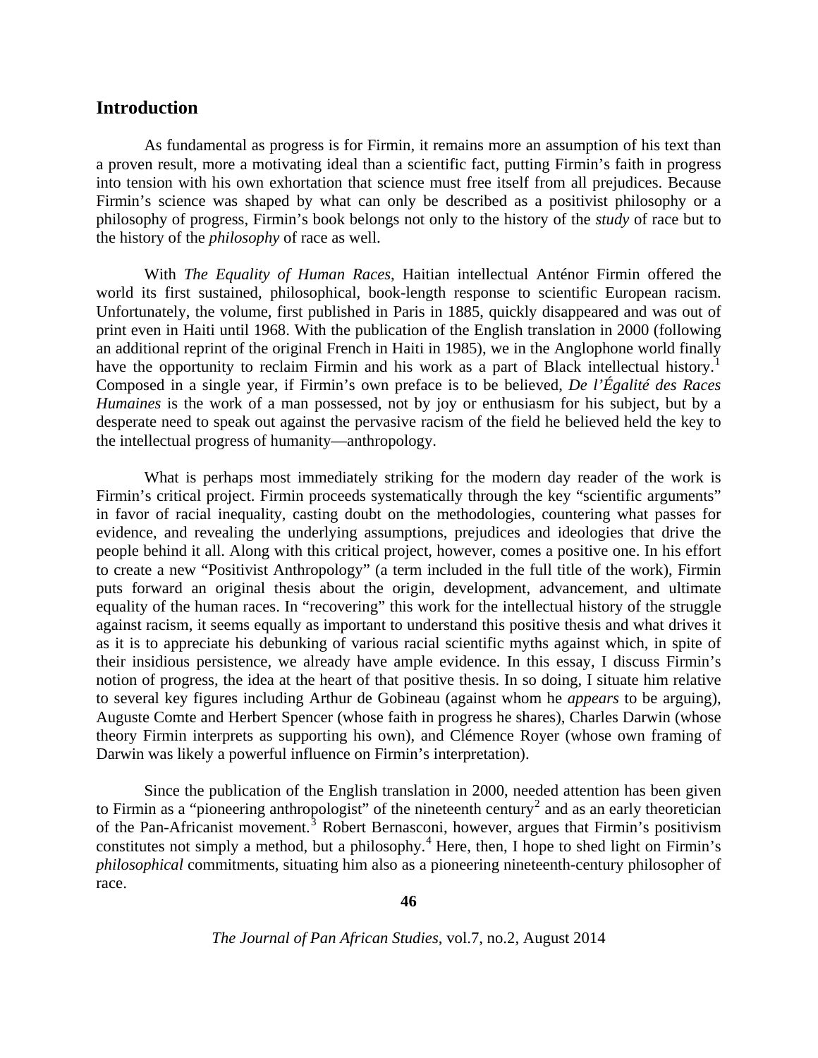## Introduction

As fundamental as progress is for Firmin, it remains more an assumption of his text than a proven result, more a motivating ideal than a scientific fact, putting Firmin's faith in progress into tension with his own exhortation that science must free itself from all prejudices. Because Firmin's science was shaped by what can only be described as a positivist philosophy or a philosophy of progress, Firmin's book belongs not only to the history of the *study* of race but to the history of the *philosophy* of race as well.

With *The Equality of Human Races*, Haitian intellectual Anténor Firmin offered the world its first sustained, philosophical, book-length response to scientific European racism. Unfortunately, the volume, first published in Paris in 1885, quickly disappeared and was out of print even in Haiti until 1968. With the publication of the English translation in 2000 (following an additional reprint of the original French in Haiti in 1985), we in the Anglophone world finally have the opportunity to reclaim Firmin and his work as a part of Black intellectual history.[1] Composed in a single year, if Firmin's own preface is to be believed, *De l'Égalité des Races Humaines* is the work of a man possessed, not by joy or enthusiasm for his subject, but by a desperate need to speak out against the pervasive racism of the field he believed held the key to the intellectual progress of humanity—anthropology.

What is perhaps most immediately striking for the modern day reader of the work is Firmin's critical project. Firmin proceeds systematically through the key "scientific arguments" in favor of racial inequality, casting doubt on the methodologies, countering what passes for evidence, and revealing the underlying assumptions, prejudices and ideologies that drive the people behind it all. Along with this critical project, however, comes a positive one. In his effort to create a new "Positivist Anthropology" (a term included in the full title of the work), Firmin puts forward an original thesis about the origin, development, advancement, and ultimate equality of the human races. In "recovering" this work for the intellectual history of the struggle against racism, it seems equally as important to understand this positive thesis and what drives it as it is to appreciate his debunking of various racial scientific myths against which, in spite of their insidious persistence, we already have ample evidence. In this essay, I discuss Firmin's notion of progress, the idea at the heart of that positive thesis. In so doing, I situate him relative to several key figures including Arthur de Gobineau (against whom he *appears* to be arguing), Auguste Comte and Herbert Spencer (whose faith in progress he shares), Charles Darwin (whose theory Firmin interprets as supporting his own), and Clémence Royer (whose own framing of Darwin was likely a powerful influence on Firmin's interpretation).

Since the publication of the English translation in 2000, needed attention has been given to Firmin as a "pioneering anthropologist" of the nineteenth century[2] and as an early theoretician of the Pan-Africanist movement.[3] Robert Bernasconi, however, argues that Firmin's positivism constitutes not simply a method, but a philosophy.[4] Here, then, I hope to shed light on Firmin's *philosophical* commitments, situating him also as a pioneering nineteenth-century philosopher of race.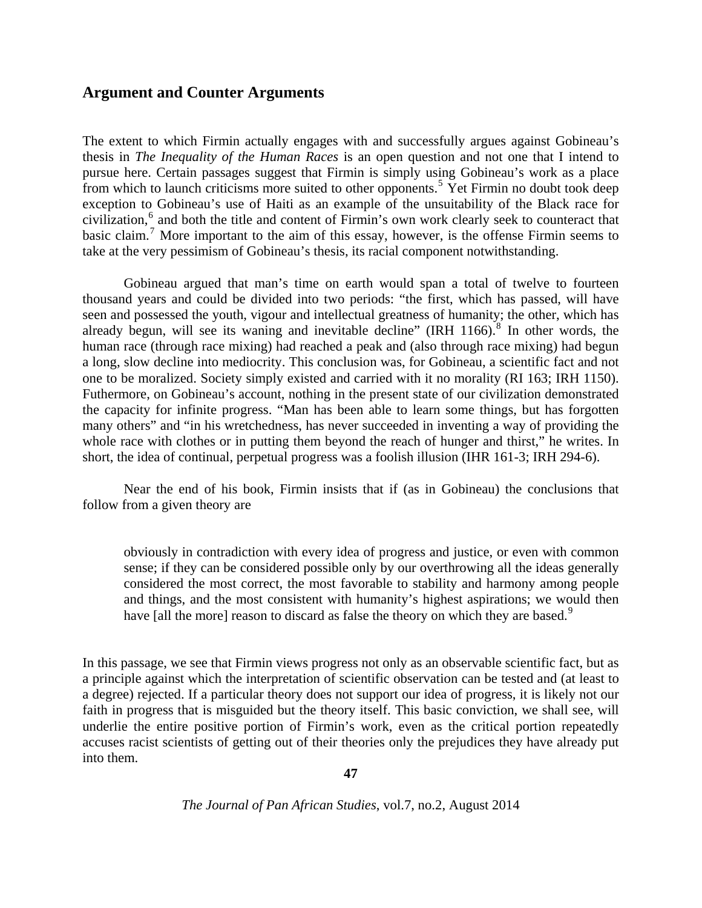## Argument and Counter Arguments

The extent to which Firmin actually engages with and successfully argues against Gobineau's thesis in *The Inequality of the Human Races* is an open question and not one that I intend to pursue here. Certain passages suggest that Firmin is simply using Gobineau's work as a place from which to launch criticisms more suited to other opponents.[5] Yet Firmin no doubt took deep exception to Gobineau's use of Haiti as an example of the unsuitability of the Black race for civilization,[6] and both the title and content of Firmin's own work clearly seek to counteract that basic claim.[7] More important to the aim of this essay, however, is the offense Firmin seems to take at the very pessimism of Gobineau's thesis, its racial component notwithstanding.

Gobineau argued that man's time on earth would span a total of twelve to fourteen thousand years and could be divided into two periods: "the first, which has passed, will have seen and possessed the youth, vigour and intellectual greatness of humanity; the other, which has already begun, will see its waning and inevitable decline" (IRH 1166).[8] In other words, the human race (through race mixing) had reached a peak and (also through race mixing) had begun a long, slow decline into mediocrity. This conclusion was, for Gobineau, a scientific fact and not one to be moralized. Society simply existed and carried with it no morality (RI 163; IRH 1150). Futhermore, on Gobineau's account, nothing in the present state of our civilization demonstrated the capacity for infinite progress. "Man has been able to learn some things, but has forgotten many others" and "in his wretchedness, has never succeeded in inventing a way of providing the whole race with clothes or in putting them beyond the reach of hunger and thirst," he writes. In short, the idea of continual, perpetual progress was a foolish illusion (IHR 161-3; IRH 294-6).

Near the end of his book, Firmin insists that if (as in Gobineau) the conclusions that follow from a given theory are

> obviously in contradiction with every idea of progress and justice, or even with common sense; if they can be considered possible only by our overthrowing all the ideas generally considered the most correct, the most favorable to stability and harmony among people and things, and the most consistent with humanity's highest aspirations; we would then have [all the more] reason to discard as false the theory on which they are based.[9]

In this passage, we see that Firmin views progress not only as an observable scientific fact, but as a principle against which the interpretation of scientific observation can be tested and (at least to a degree) rejected. If a particular theory does not support our idea of progress, it is likely not our faith in progress that is misguided but the theory itself. This basic conviction, we shall see, will underlie the entire positive portion of Firmin's work, even as the critical portion repeatedly accuses racist scientists of getting out of their theories only the prejudices they have already put into them.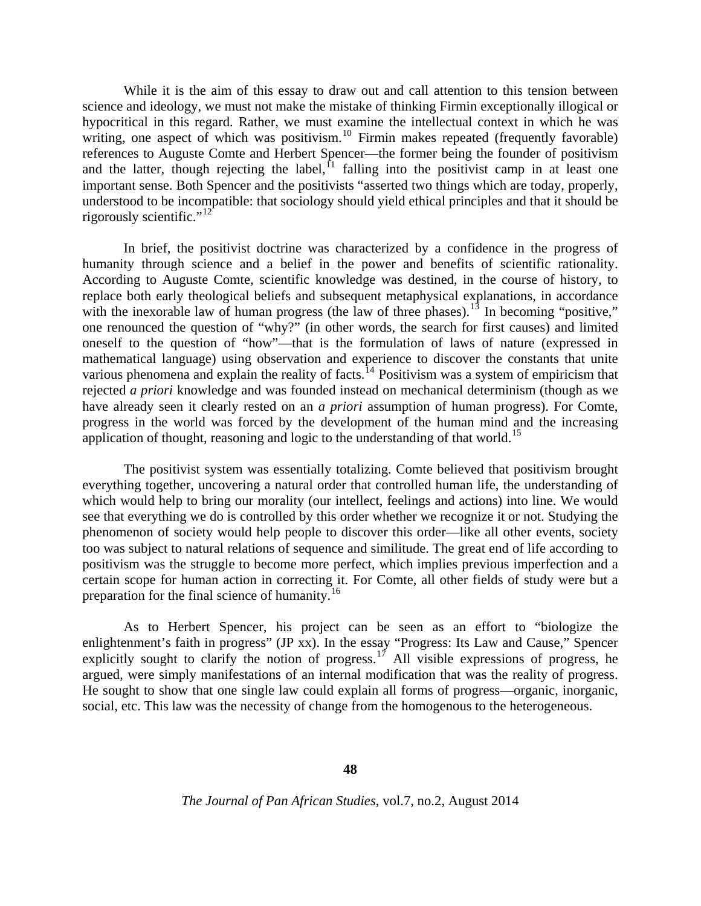While it is the aim of this essay to draw out and call attention to this tension between science and ideology, we must not make the mistake of thinking Firmin exceptionally illogical or hypocritical in this regard. Rather, we must examine the intellectual context in which he was writing, one aspect of which was positivism.[10] Firmin makes repeated (frequently favorable) references to Auguste Comte and Herbert Spencer—the former being the founder of positivism and the latter, though rejecting the label,[11] falling into the positivist camp in at least one important sense. Both Spencer and the positivists "asserted two things which are today, properly, understood to be incompatible: that sociology should yield ethical principles and that it should be rigorously scientific."[12]

In brief, the positivist doctrine was characterized by a confidence in the progress of humanity through science and a belief in the power and benefits of scientific rationality. According to Auguste Comte, scientific knowledge was destined, in the course of history, to replace both early theological beliefs and subsequent metaphysical explanations, in accordance with the inexorable law of human progress (the law of three phases).[13] In becoming "positive," one renounced the question of "why?" (in other words, the search for first causes) and limited oneself to the question of "how"—that is the formulation of laws of nature (expressed in mathematical language) using observation and experience to discover the constants that unite various phenomena and explain the reality of facts.[14] Positivism was a system of empiricism that rejected *a priori* knowledge and was founded instead on mechanical determinism (though as we have already seen it clearly rested on an *a priori* assumption of human progress). For Comte, progress in the world was forced by the development of the human mind and the increasing application of thought, reasoning and logic to the understanding of that world.[15]

The positivist system was essentially totalizing. Comte believed that positivism brought everything together, uncovering a natural order that controlled human life, the understanding of which would help to bring our morality (our intellect, feelings and actions) into line. We would see that everything we do is controlled by this order whether we recognize it or not. Studying the phenomenon of society would help people to discover this order—like all other events, society too was subject to natural relations of sequence and similitude. The great end of life according to positivism was the struggle to become more perfect, which implies previous imperfection and a certain scope for human action in correcting it. For Comte, all other fields of study were but a preparation for the final science of humanity.[16]

As to Herbert Spencer, his project can be seen as an effort to "biologize the enlightenment's faith in progress" (JP xx). In the essay "Progress: Its Law and Cause," Spencer explicitly sought to clarify the notion of progress.[17] All visible expressions of progress, he argued, were simply manifestations of an internal modification that was the reality of progress. He sought to show that one single law could explain all forms of progress—organic, inorganic, social, etc. This law was the necessity of change from the homogenous to the heterogeneous.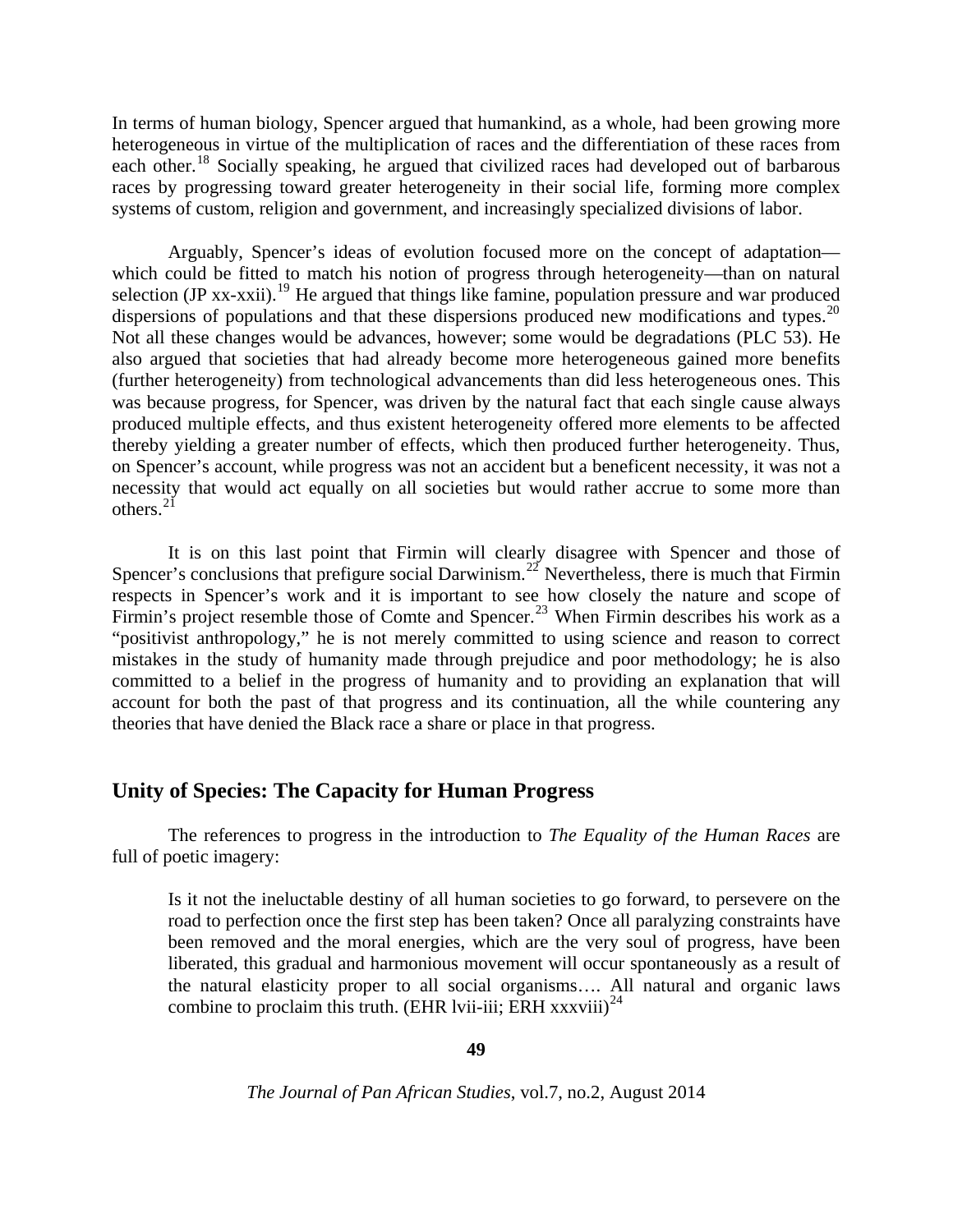In terms of human biology, Spencer argued that humankind, as a whole, had been growing more heterogeneous in virtue of the multiplication of races and the differentiation of these races from each other.[18] Socially speaking, he argued that civilized races had developed out of barbarous races by progressing toward greater heterogeneity in their social life, forming more complex systems of custom, religion and government, and increasingly specialized divisions of labor.

Arguably, Spencer's ideas of evolution focused more on the concept of adaptation—which could be fitted to match his notion of progress through heterogeneity—than on natural selection (JP xx-xxii).[19] He argued that things like famine, population pressure and war produced dispersions of populations and that these dispersions produced new modifications and types.[20] Not all these changes would be advances, however; some would be degradations (PLC 53). He also argued that societies that had already become more heterogeneous gained more benefits (further heterogeneity) from technological advancements than did less heterogeneous ones. This was because progress, for Spencer, was driven by the natural fact that each single cause always produced multiple effects, and thus existent heterogeneity offered more elements to be affected thereby yielding a greater number of effects, which then produced further heterogeneity. Thus, on Spencer's account, while progress was not an accident but a beneficent necessity, it was not a necessity that would act equally on all societies but would rather accrue to some more than others.[21]

It is on this last point that Firmin will clearly disagree with Spencer and those of Spencer's conclusions that prefigure social Darwinism.[22] Nevertheless, there is much that Firmin respects in Spencer's work and it is important to see how closely the nature and scope of Firmin's project resemble those of Comte and Spencer.[23] When Firmin describes his work as a "positivist anthropology," he is not merely committed to using science and reason to correct mistakes in the study of humanity made through prejudice and poor methodology; he is also committed to a belief in the progress of humanity and to providing an explanation that will account for both the past of that progress and its continuation, all the while countering any theories that have denied the Black race a share or place in that progress.

## Unity of Species: The Capacity for Human Progress

The references to progress in the introduction to *The Equality of the Human Races* are full of poetic imagery:

> Is it not the ineluctable destiny of all human societies to go forward, to persevere on the road to perfection once the first step has been taken? Once all paralyzing constraints have been removed and the moral energies, which are the very soul of progress, have been liberated, this gradual and harmonious movement will occur spontaneously as a result of the natural elasticity proper to all social organisms…. All natural and organic laws combine to proclaim this truth. (EHR lvii-iii; ERH xxxviii)[24]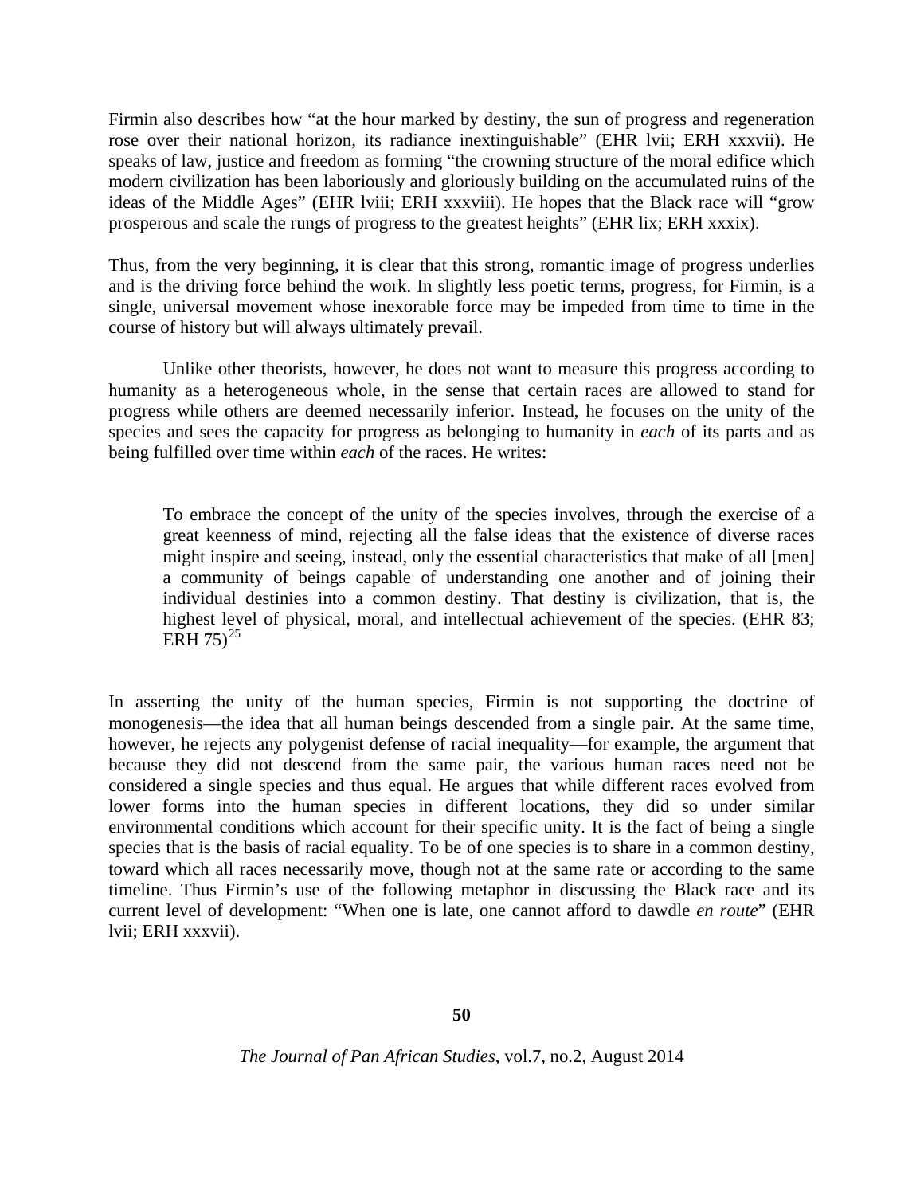Firmin also describes how "at the hour marked by destiny, the sun of progress and regeneration rose over their national horizon, its radiance inextinguishable" (EHR lvii; ERH xxxvii). He speaks of law, justice and freedom as forming "the crowning structure of the moral edifice which modern civilization has been laboriously and gloriously building on the accumulated ruins of the ideas of the Middle Ages" (EHR lviii; ERH xxxviii). He hopes that the Black race will "grow prosperous and scale the rungs of progress to the greatest heights" (EHR lix; ERH xxxix).

Thus, from the very beginning, it is clear that this strong, romantic image of progress underlies and is the driving force behind the work. In slightly less poetic terms, progress, for Firmin, is a single, universal movement whose inexorable force may be impeded from time to time in the course of history but will always ultimately prevail.

Unlike other theorists, however, he does not want to measure this progress according to humanity as a heterogeneous whole, in the sense that certain races are allowed to stand for progress while others are deemed necessarily inferior. Instead, he focuses on the unity of the species and sees the capacity for progress as belonging to humanity in *each* of its parts and as being fulfilled over time within *each* of the races. He writes:

> To embrace the concept of the unity of the species involves, through the exercise of a great keenness of mind, rejecting all the false ideas that the existence of diverse races might inspire and seeing, instead, only the essential characteristics that make of all [men] a community of beings capable of understanding one another and of joining their individual destinies into a common destiny. That destiny is civilization, that is, the highest level of physical, moral, and intellectual achievement of the species. (EHR 83; ERH 75)[25]

In asserting the unity of the human species, Firmin is not supporting the doctrine of monogenesis—the idea that all human beings descended from a single pair. At the same time, however, he rejects any polygenist defense of racial inequality—for example, the argument that because they did not descend from the same pair, the various human races need not be considered a single species and thus equal. He argues that while different races evolved from lower forms into the human species in different locations, they did so under similar environmental conditions which account for their specific unity. It is the fact of being a single species that is the basis of racial equality. To be of one species is to share in a common destiny, toward which all races necessarily move, though not at the same rate or according to the same timeline. Thus Firmin's use of the following metaphor in discussing the Black race and its current level of development: "When one is late, one cannot afford to dawdle *en route*" (EHR lvii; ERH xxxvii).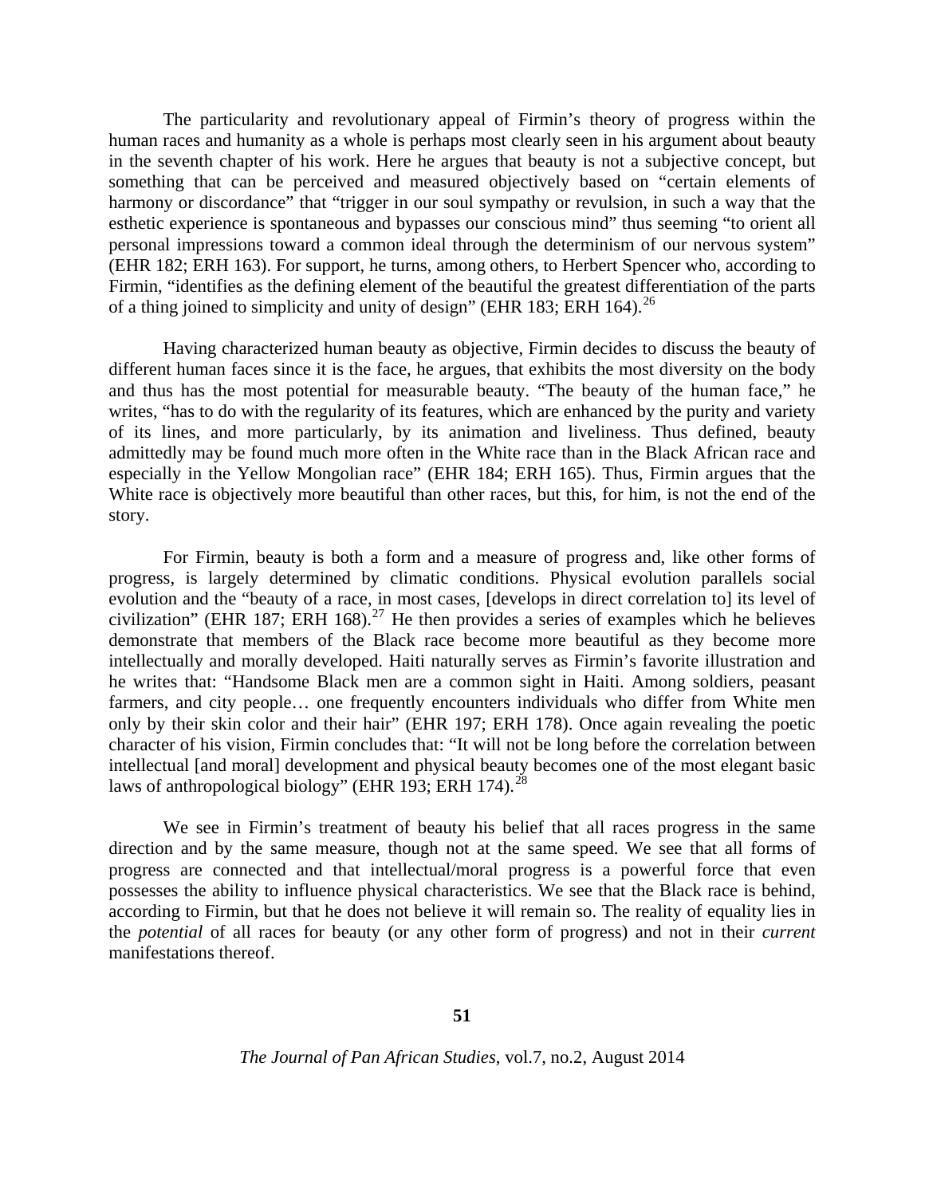The particularity and revolutionary appeal of Firmin's theory of progress within the human races and humanity as a whole is perhaps most clearly seen in his argument about beauty in the seventh chapter of his work. Here he argues that beauty is not a subjective concept, but something that can be perceived and measured objectively based on "certain elements of harmony or discordance" that "trigger in our soul sympathy or revulsion, in such a way that the esthetic experience is spontaneous and bypasses our conscious mind" thus seeming "to orient all personal impressions toward a common ideal through the determinism of our nervous system" (EHR 182; ERH 163). For support, he turns, among others, to Herbert Spencer who, according to Firmin, "identifies as the defining element of the beautiful the greatest differentiation of the parts of a thing joined to simplicity and unity of design" (EHR 183; ERH 164).[26]

Having characterized human beauty as objective, Firmin decides to discuss the beauty of different human faces since it is the face, he argues, that exhibits the most diversity on the body and thus has the most potential for measurable beauty. "The beauty of the human face," he writes, "has to do with the regularity of its features, which are enhanced by the purity and variety of its lines, and more particularly, by its animation and liveliness. Thus defined, beauty admittedly may be found much more often in the White race than in the Black African race and especially in the Yellow Mongolian race" (EHR 184; ERH 165). Thus, Firmin argues that the White race is objectively more beautiful than other races, but this, for him, is not the end of the story.

For Firmin, beauty is both a form and a measure of progress and, like other forms of progress, is largely determined by climatic conditions. Physical evolution parallels social evolution and the "beauty of a race, in most cases, [develops in direct correlation to] its level of civilization" (EHR 187; ERH 168).[27] He then provides a series of examples which he believes demonstrate that members of the Black race become more beautiful as they become more intellectually and morally developed. Haiti naturally serves as Firmin's favorite illustration and he writes that: "Handsome Black men are a common sight in Haiti. Among soldiers, peasant farmers, and city people… one frequently encounters individuals who differ from White men only by their skin color and their hair" (EHR 197; ERH 178). Once again revealing the poetic character of his vision, Firmin concludes that: "It will not be long before the correlation between intellectual [and moral] development and physical beauty becomes one of the most elegant basic laws of anthropological biology" (EHR 193; ERH 174).[28]

We see in Firmin's treatment of beauty his belief that all races progress in the same direction and by the same measure, though not at the same speed. We see that all forms of progress are connected and that intellectual/moral progress is a powerful force that even possesses the ability to influence physical characteristics. We see that the Black race is behind, according to Firmin, but that he does not believe it will remain so. The reality of equality lies in the *potential* of all races for beauty (or any other form of progress) and not in their *current* manifestations thereof.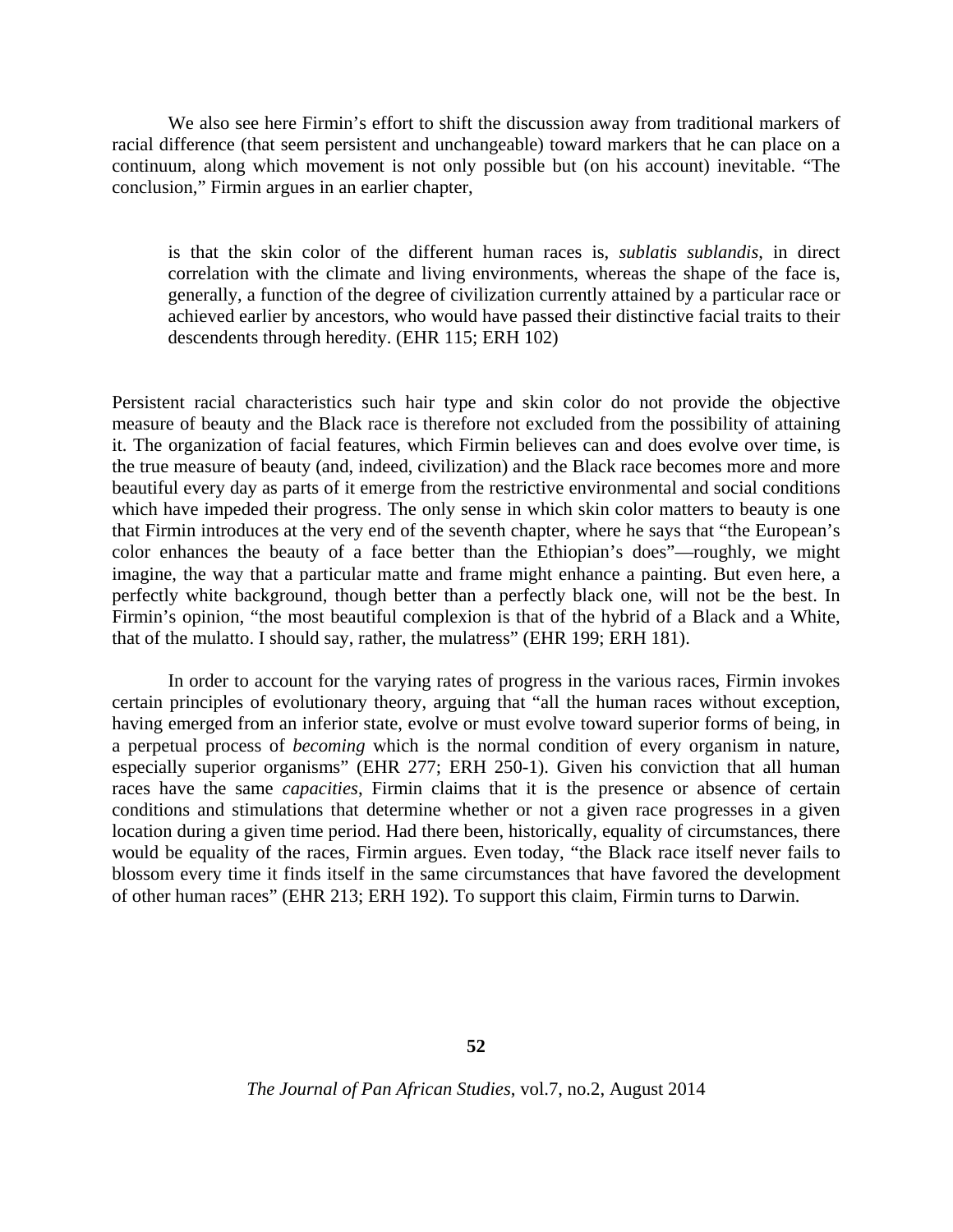We also see here Firmin's effort to shift the discussion away from traditional markers of racial difference (that seem persistent and unchangeable) toward markers that he can place on a continuum, along which movement is not only possible but (on his account) inevitable. "The conclusion," Firmin argues in an earlier chapter,

> is that the skin color of the different human races is, *sublatis sublandis*, in direct correlation with the climate and living environments, whereas the shape of the face is, generally, a function of the degree of civilization currently attained by a particular race or achieved earlier by ancestors, who would have passed their distinctive facial traits to their descendents through heredity. (EHR 115; ERH 102)

Persistent racial characteristics such hair type and skin color do not provide the objective measure of beauty and the Black race is therefore not excluded from the possibility of attaining it. The organization of facial features, which Firmin believes can and does evolve over time, is the true measure of beauty (and, indeed, civilization) and the Black race becomes more and more beautiful every day as parts of it emerge from the restrictive environmental and social conditions which have impeded their progress. The only sense in which skin color matters to beauty is one that Firmin introduces at the very end of the seventh chapter, where he says that "the European's color enhances the beauty of a face better than the Ethiopian's does"—roughly, we might imagine, the way that a particular matte and frame might enhance a painting. But even here, a perfectly white background, though better than a perfectly black one, will not be the best. In Firmin's opinion, "the most beautiful complexion is that of the hybrid of a Black and a White, that of the mulatto. I should say, rather, the mulatress" (EHR 199; ERH 181).

In order to account for the varying rates of progress in the various races, Firmin invokes certain principles of evolutionary theory, arguing that "all the human races without exception, having emerged from an inferior state, evolve or must evolve toward superior forms of being, in a perpetual process of *becoming* which is the normal condition of every organism in nature, especially superior organisms" (EHR 277; ERH 250-1). Given his conviction that all human races have the same *capacities*, Firmin claims that it is the presence or absence of certain conditions and stimulations that determine whether or not a given race progresses in a given location during a given time period. Had there been, historically, equality of circumstances, there would be equality of the races, Firmin argues. Even today, "the Black race itself never fails to blossom every time it finds itself in the same circumstances that have favored the development of other human races" (EHR 213; ERH 192). To support this claim, Firmin turns to Darwin.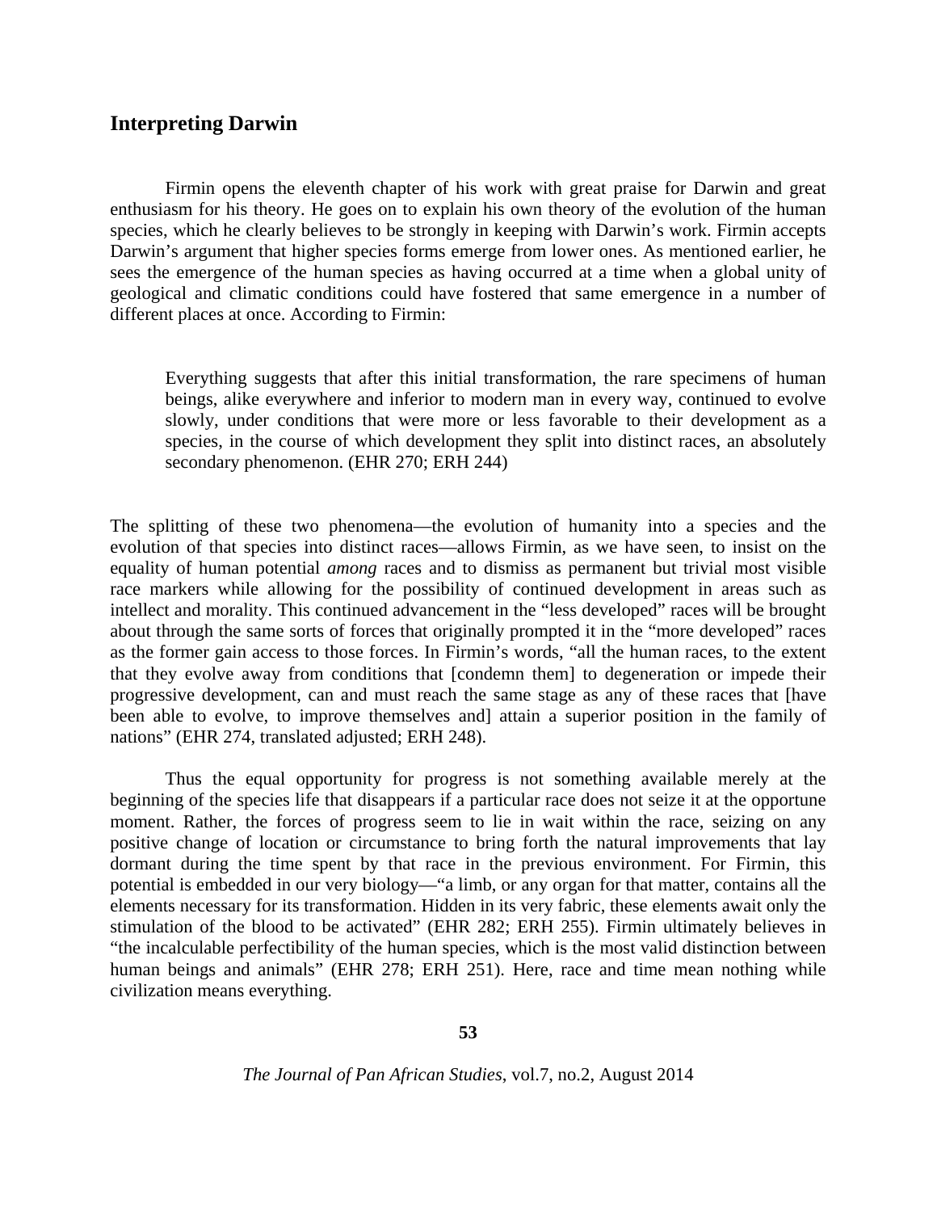## Interpreting Darwin

Firmin opens the eleventh chapter of his work with great praise for Darwin and great enthusiasm for his theory. He goes on to explain his own theory of the evolution of the human species, which he clearly believes to be strongly in keeping with Darwin's work. Firmin accepts Darwin's argument that higher species forms emerge from lower ones. As mentioned earlier, he sees the emergence of the human species as having occurred at a time when a global unity of geological and climatic conditions could have fostered that same emergence in a number of different places at once. According to Firmin:

> Everything suggests that after this initial transformation, the rare specimens of human beings, alike everywhere and inferior to modern man in every way, continued to evolve slowly, under conditions that were more or less favorable to their development as a species, in the course of which development they split into distinct races, an absolutely secondary phenomenon. (EHR 270; ERH 244)

The splitting of these two phenomena—the evolution of humanity into a species and the evolution of that species into distinct races—allows Firmin, as we have seen, to insist on the equality of human potential *among* races and to dismiss as permanent but trivial most visible race markers while allowing for the possibility of continued development in areas such as intellect and morality. This continued advancement in the "less developed" races will be brought about through the same sorts of forces that originally prompted it in the "more developed" races as the former gain access to those forces. In Firmin's words, "all the human races, to the extent that they evolve away from conditions that [condemn them] to degeneration or impede their progressive development, can and must reach the same stage as any of these races that [have been able to evolve, to improve themselves and] attain a superior position in the family of nations" (EHR 274, translated adjusted; ERH 248).

Thus the equal opportunity for progress is not something available merely at the beginning of the species life that disappears if a particular race does not seize it at the opportune moment. Rather, the forces of progress seem to lie in wait within the race, seizing on any positive change of location or circumstance to bring forth the natural improvements that lay dormant during the time spent by that race in the previous environment. For Firmin, this potential is embedded in our very biology—"a limb, or any organ for that matter, contains all the elements necessary for its transformation. Hidden in its very fabric, these elements await only the stimulation of the blood to be activated" (EHR 282; ERH 255). Firmin ultimately believes in "the incalculable perfectibility of the human species, which is the most valid distinction between human beings and animals" (EHR 278; ERH 251). Here, race and time mean nothing while civilization means everything.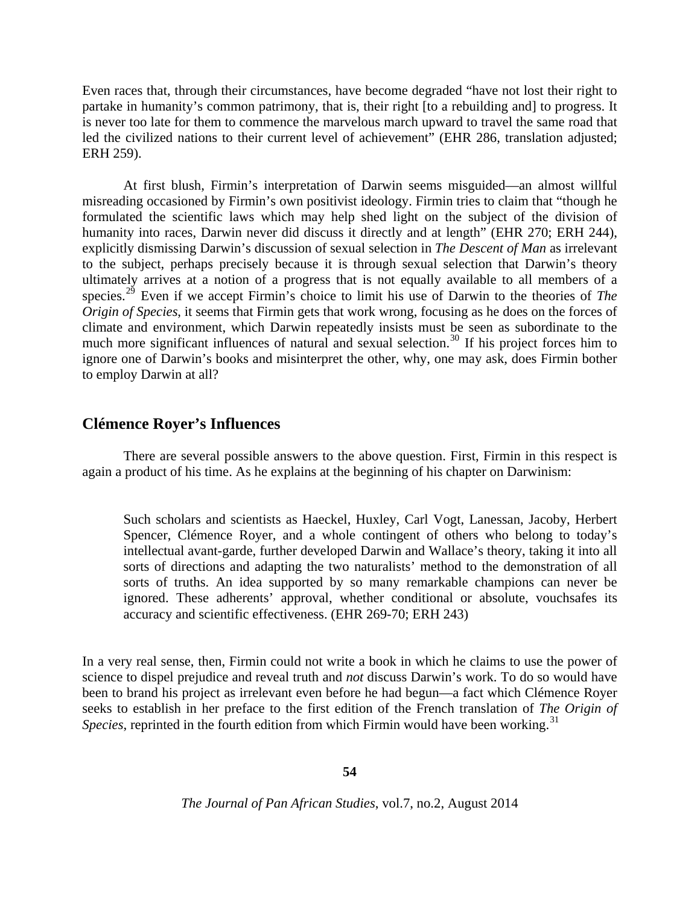Even races that, through their circumstances, have become degraded "have not lost their right to partake in humanity's common patrimony, that is, their right [to a rebuilding and] to progress. It is never too late for them to commence the marvelous march upward to travel the same road that led the civilized nations to their current level of achievement" (EHR 286, translation adjusted; ERH 259).

At first blush, Firmin's interpretation of Darwin seems misguided—an almost willful misreading occasioned by Firmin's own positivist ideology. Firmin tries to claim that "though he formulated the scientific laws which may help shed light on the subject of the division of humanity into races, Darwin never did discuss it directly and at length" (EHR 270; ERH 244), explicitly dismissing Darwin's discussion of sexual selection in *The Descent of Man* as irrelevant to the subject, perhaps precisely because it is through sexual selection that Darwin's theory ultimately arrives at a notion of a progress that is not equally available to all members of a species.[29] Even if we accept Firmin's choice to limit his use of Darwin to the theories of *The Origin of Species*, it seems that Firmin gets that work wrong, focusing as he does on the forces of climate and environment, which Darwin repeatedly insists must be seen as subordinate to the much more significant influences of natural and sexual selection.[30] If his project forces him to ignore one of Darwin's books and misinterpret the other, why, one may ask, does Firmin bother to employ Darwin at all?

## Clémence Royer's Influences

There are several possible answers to the above question. First, Firmin in this respect is again a product of his time. As he explains at the beginning of his chapter on Darwinism:

> Such scholars and scientists as Haeckel, Huxley, Carl Vogt, Lanessan, Jacoby, Herbert Spencer, Clémence Royer, and a whole contingent of others who belong to today's intellectual avant-garde, further developed Darwin and Wallace's theory, taking it into all sorts of directions and adapting the two naturalists' method to the demonstration of all sorts of truths. An idea supported by so many remarkable champions can never be ignored. These adherents' approval, whether conditional or absolute, vouchsafes its accuracy and scientific effectiveness. (EHR 269-70; ERH 243)

In a very real sense, then, Firmin could not write a book in which he claims to use the power of science to dispel prejudice and reveal truth and *not* discuss Darwin's work. To do so would have been to brand his project as irrelevant even before he had begun—a fact which Clémence Royer seeks to establish in her preface to the first edition of the French translation of *The Origin of Species*, reprinted in the fourth edition from which Firmin would have been working.[31]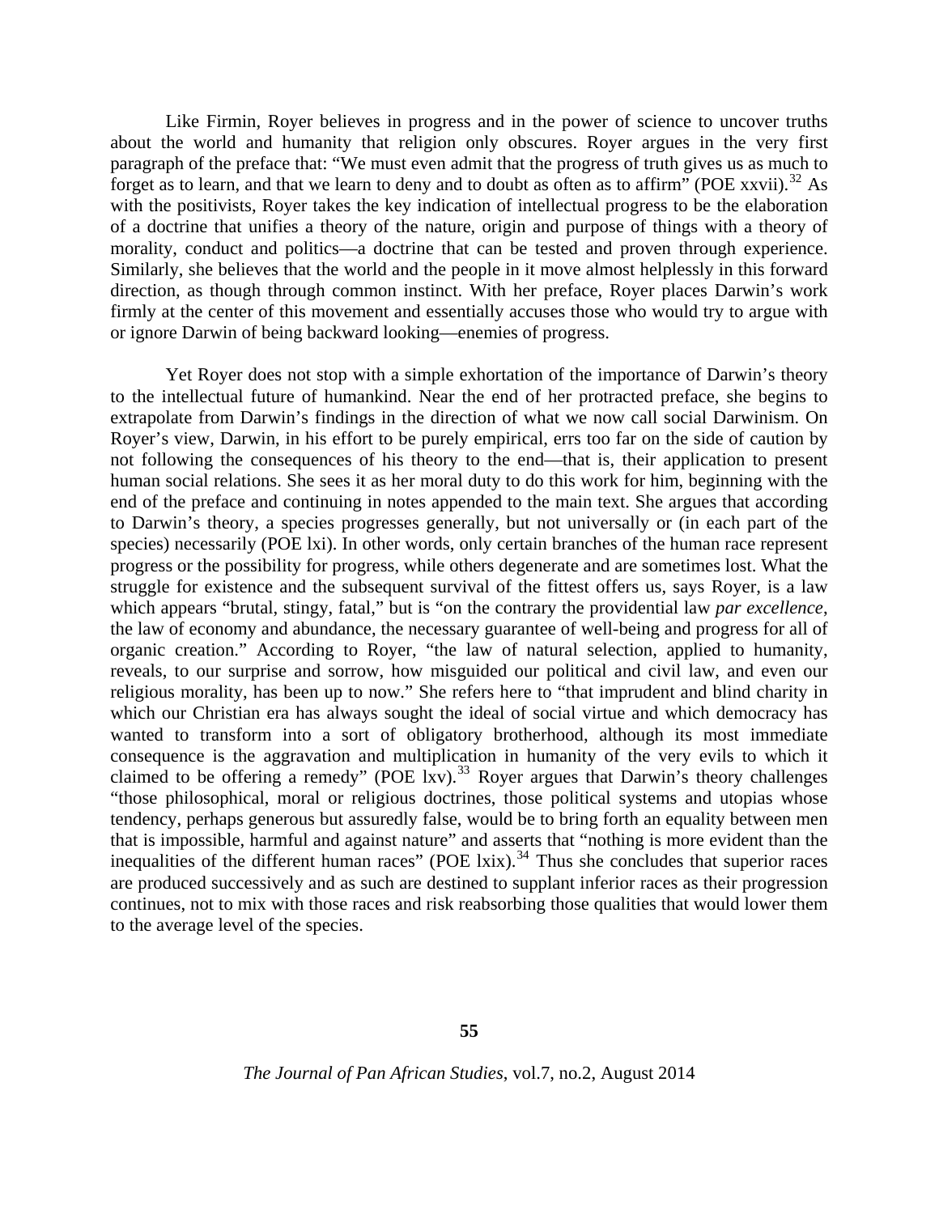Like Firmin, Royer believes in progress and in the power of science to uncover truths about the world and humanity that religion only obscures. Royer argues in the very first paragraph of the preface that: "We must even admit that the progress of truth gives us as much to forget as to learn, and that we learn to deny and to doubt as often as to affirm" (POE xxvii).[32] As with the positivists, Royer takes the key indication of intellectual progress to be the elaboration of a doctrine that unifies a theory of the nature, origin and purpose of things with a theory of morality, conduct and politics—a doctrine that can be tested and proven through experience. Similarly, she believes that the world and the people in it move almost helplessly in this forward direction, as though through common instinct. With her preface, Royer places Darwin's work firmly at the center of this movement and essentially accuses those who would try to argue with or ignore Darwin of being backward looking—enemies of progress.

Yet Royer does not stop with a simple exhortation of the importance of Darwin's theory to the intellectual future of humankind. Near the end of her protracted preface, she begins to extrapolate from Darwin's findings in the direction of what we now call social Darwinism. On Royer's view, Darwin, in his effort to be purely empirical, errs too far on the side of caution by not following the consequences of his theory to the end—that is, their application to present human social relations. She sees it as her moral duty to do this work for him, beginning with the end of the preface and continuing in notes appended to the main text. She argues that according to Darwin's theory, a species progresses generally, but not universally or (in each part of the species) necessarily (POE lxi). In other words, only certain branches of the human race represent progress or the possibility for progress, while others degenerate and are sometimes lost. What the struggle for existence and the subsequent survival of the fittest offers us, says Royer, is a law which appears "brutal, stingy, fatal," but is "on the contrary the providential law *par excellence*, the law of economy and abundance, the necessary guarantee of well-being and progress for all of organic creation." According to Royer, "the law of natural selection, applied to humanity, reveals, to our surprise and sorrow, how misguided our political and civil law, and even our religious morality, has been up to now." She refers here to "that imprudent and blind charity in which our Christian era has always sought the ideal of social virtue and which democracy has wanted to transform into a sort of obligatory brotherhood, although its most immediate consequence is the aggravation and multiplication in humanity of the very evils to which it claimed to be offering a remedy" (POE lxv).[33] Royer argues that Darwin's theory challenges "those philosophical, moral or religious doctrines, those political systems and utopias whose tendency, perhaps generous but assuredly false, would be to bring forth an equality between men that is impossible, harmful and against nature" and asserts that "nothing is more evident than the inequalities of the different human races" (POE lxix).[34] Thus she concludes that superior races are produced successively and as such are destined to supplant inferior races as their progression continues, not to mix with those races and risk reabsorbing those qualities that would lower them to the average level of the species.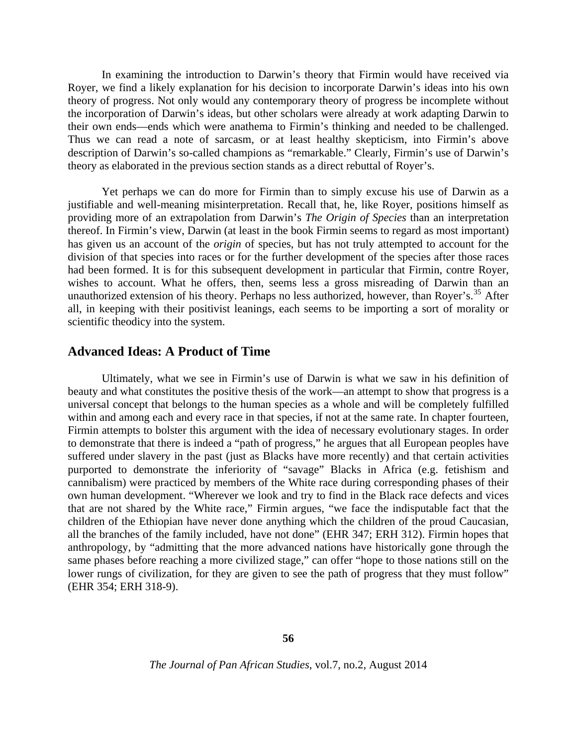In examining the introduction to Darwin's theory that Firmin would have received via Royer, we find a likely explanation for his decision to incorporate Darwin's ideas into his own theory of progress. Not only would any contemporary theory of progress be incomplete without the incorporation of Darwin's ideas, but other scholars were already at work adapting Darwin to their own ends—ends which were anathema to Firmin's thinking and needed to be challenged. Thus we can read a note of sarcasm, or at least healthy skepticism, into Firmin's above description of Darwin's so-called champions as "remarkable." Clearly, Firmin's use of Darwin's theory as elaborated in the previous section stands as a direct rebuttal of Royer's.

Yet perhaps we can do more for Firmin than to simply excuse his use of Darwin as a justifiable and well-meaning misinterpretation. Recall that, he, like Royer, positions himself as providing more of an extrapolation from Darwin's *The Origin of Species* than an interpretation thereof. In Firmin's view, Darwin (at least in the book Firmin seems to regard as most important) has given us an account of the *origin* of species, but has not truly attempted to account for the division of that species into races or for the further development of the species after those races had been formed. It is for this subsequent development in particular that Firmin, contre Royer, wishes to account. What he offers, then, seems less a gross misreading of Darwin than an unauthorized extension of his theory. Perhaps no less authorized, however, than Royer's.[35] After all, in keeping with their positivist leanings, each seems to be importing a sort of morality or scientific theodicy into the system.

## Advanced Ideas: A Product of Time

Ultimately, what we see in Firmin's use of Darwin is what we saw in his definition of beauty and what constitutes the positive thesis of the work—an attempt to show that progress is a universal concept that belongs to the human species as a whole and will be completely fulfilled within and among each and every race in that species, if not at the same rate. In chapter fourteen, Firmin attempts to bolster this argument with the idea of necessary evolutionary stages. In order to demonstrate that there is indeed a "path of progress," he argues that all European peoples have suffered under slavery in the past (just as Blacks have more recently) and that certain activities purported to demonstrate the inferiority of "savage" Blacks in Africa (e.g. fetishism and cannibalism) were practiced by members of the White race during corresponding phases of their own human development. "Wherever we look and try to find in the Black race defects and vices that are not shared by the White race," Firmin argues, "we face the indisputable fact that the children of the Ethiopian have never done anything which the children of the proud Caucasian, all the branches of the family included, have not done" (EHR 347; ERH 312). Firmin hopes that anthropology, by "admitting that the more advanced nations have historically gone through the same phases before reaching a more civilized stage," can offer "hope to those nations still on the lower rungs of civilization, for they are given to see the path of progress that they must follow" (EHR 354; ERH 318-9).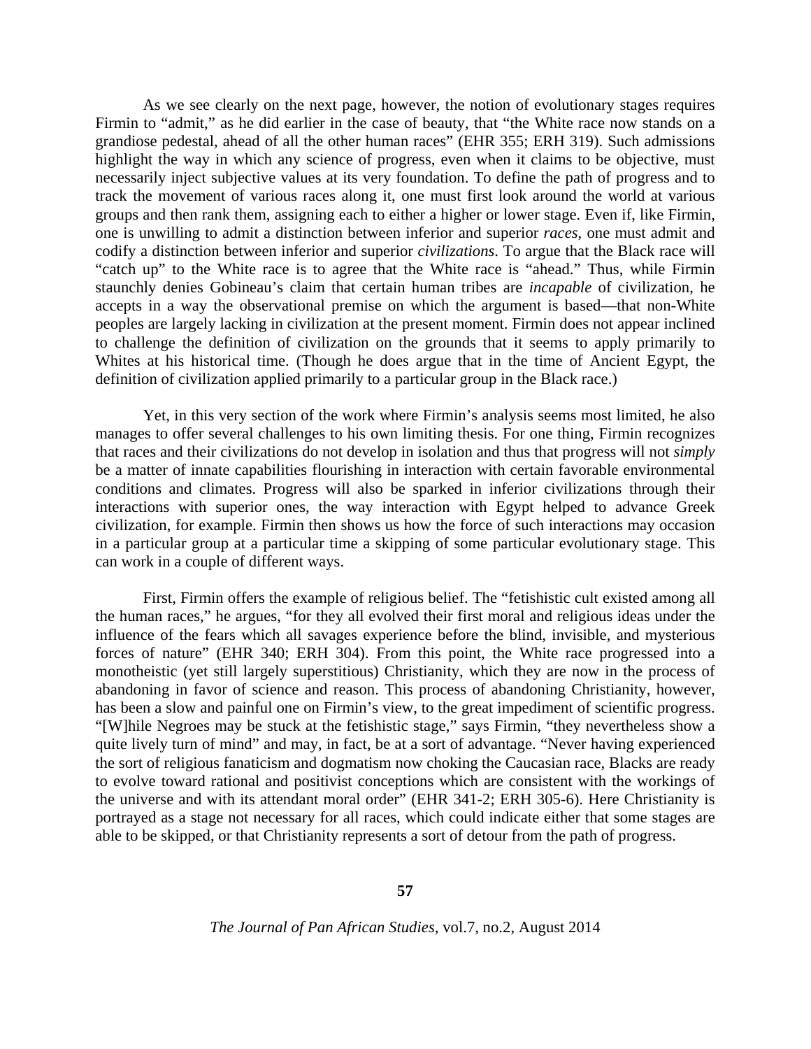As we see clearly on the next page, however, the notion of evolutionary stages requires Firmin to "admit," as he did earlier in the case of beauty, that "the White race now stands on a grandiose pedestal, ahead of all the other human races" (EHR 355; ERH 319). Such admissions highlight the way in which any science of progress, even when it claims to be objective, must necessarily inject subjective values at its very foundation. To define the path of progress and to track the movement of various races along it, one must first look around the world at various groups and then rank them, assigning each to either a higher or lower stage. Even if, like Firmin, one is unwilling to admit a distinction between inferior and superior *races*, one must admit and codify a distinction between inferior and superior *civilizations*. To argue that the Black race will "catch up" to the White race is to agree that the White race is "ahead." Thus, while Firmin staunchly denies Gobineau's claim that certain human tribes are *incapable* of civilization, he accepts in a way the observational premise on which the argument is based—that non-White peoples are largely lacking in civilization at the present moment. Firmin does not appear inclined to challenge the definition of civilization on the grounds that it seems to apply primarily to Whites at his historical time. (Though he does argue that in the time of Ancient Egypt, the definition of civilization applied primarily to a particular group in the Black race.)

Yet, in this very section of the work where Firmin's analysis seems most limited, he also manages to offer several challenges to his own limiting thesis. For one thing, Firmin recognizes that races and their civilizations do not develop in isolation and thus that progress will not *simply* be a matter of innate capabilities flourishing in interaction with certain favorable environmental conditions and climates. Progress will also be sparked in inferior civilizations through their interactions with superior ones, the way interaction with Egypt helped to advance Greek civilization, for example. Firmin then shows us how the force of such interactions may occasion in a particular group at a particular time a skipping of some particular evolutionary stage. This can work in a couple of different ways.

First, Firmin offers the example of religious belief. The "fetishistic cult existed among all the human races," he argues, "for they all evolved their first moral and religious ideas under the influence of the fears which all savages experience before the blind, invisible, and mysterious forces of nature" (EHR 340; ERH 304). From this point, the White race progressed into a monotheistic (yet still largely superstitious) Christianity, which they are now in the process of abandoning in favor of science and reason. This process of abandoning Christianity, however, has been a slow and painful one on Firmin's view, to the great impediment of scientific progress. "[W]hile Negroes may be stuck at the fetishistic stage," says Firmin, "they nevertheless show a quite lively turn of mind" and may, in fact, be at a sort of advantage. "Never having experienced the sort of religious fanaticism and dogmatism now choking the Caucasian race, Blacks are ready to evolve toward rational and positivist conceptions which are consistent with the workings of the universe and with its attendant moral order" (EHR 341-2; ERH 305-6). Here Christianity is portrayed as a stage not necessary for all races, which could indicate either that some stages are able to be skipped, or that Christianity represents a sort of detour from the path of progress.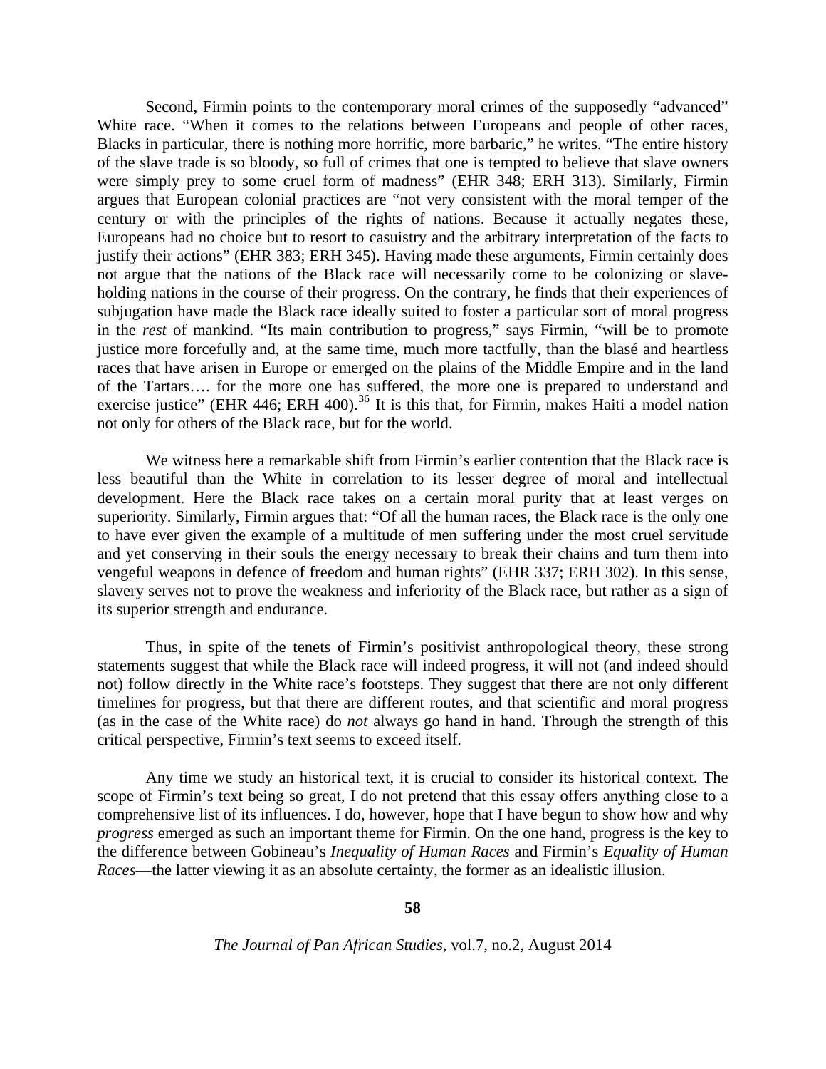Second, Firmin points to the contemporary moral crimes of the supposedly "advanced" White race. "When it comes to the relations between Europeans and people of other races, Blacks in particular, there is nothing more horrific, more barbaric," he writes. "The entire history of the slave trade is so bloody, so full of crimes that one is tempted to believe that slave owners were simply prey to some cruel form of madness" (EHR 348; ERH 313). Similarly, Firmin argues that European colonial practices are "not very consistent with the moral temper of the century or with the principles of the rights of nations. Because it actually negates these, Europeans had no choice but to resort to casuistry and the arbitrary interpretation of the facts to justify their actions" (EHR 383; ERH 345). Having made these arguments, Firmin certainly does not argue that the nations of the Black race will necessarily come to be colonizing or slave-holding nations in the course of their progress. On the contrary, he finds that their experiences of subjugation have made the Black race ideally suited to foster a particular sort of moral progress in the *rest* of mankind. "Its main contribution to progress," says Firmin, "will be to promote justice more forcefully and, at the same time, much more tactfully, than the blasé and heartless races that have arisen in Europe or emerged on the plains of the Middle Empire and in the land of the Tartars…. for the more one has suffered, the more one is prepared to understand and exercise justice" (EHR 446; ERH 400).[36] It is this that, for Firmin, makes Haiti a model nation not only for others of the Black race, but for the world.

We witness here a remarkable shift from Firmin's earlier contention that the Black race is less beautiful than the White in correlation to its lesser degree of moral and intellectual development. Here the Black race takes on a certain moral purity that at least verges on superiority. Similarly, Firmin argues that: "Of all the human races, the Black race is the only one to have ever given the example of a multitude of men suffering under the most cruel servitude and yet conserving in their souls the energy necessary to break their chains and turn them into vengeful weapons in defence of freedom and human rights" (EHR 337; ERH 302). In this sense, slavery serves not to prove the weakness and inferiority of the Black race, but rather as a sign of its superior strength and endurance.

Thus, in spite of the tenets of Firmin's positivist anthropological theory, these strong statements suggest that while the Black race will indeed progress, it will not (and indeed should not) follow directly in the White race's footsteps. They suggest that there are not only different timelines for progress, but that there are different routes, and that scientific and moral progress (as in the case of the White race) do *not* always go hand in hand. Through the strength of this critical perspective, Firmin's text seems to exceed itself.

Any time we study an historical text, it is crucial to consider its historical context. The scope of Firmin's text being so great, I do not pretend that this essay offers anything close to a comprehensive list of its influences. I do, however, hope that I have begun to show how and why *progress* emerged as such an important theme for Firmin. On the one hand, progress is the key to the difference between Gobineau's *Inequality of Human Races* and Firmin's *Equality of Human Races*—the latter viewing it as an absolute certainty, the former as an idealistic illusion.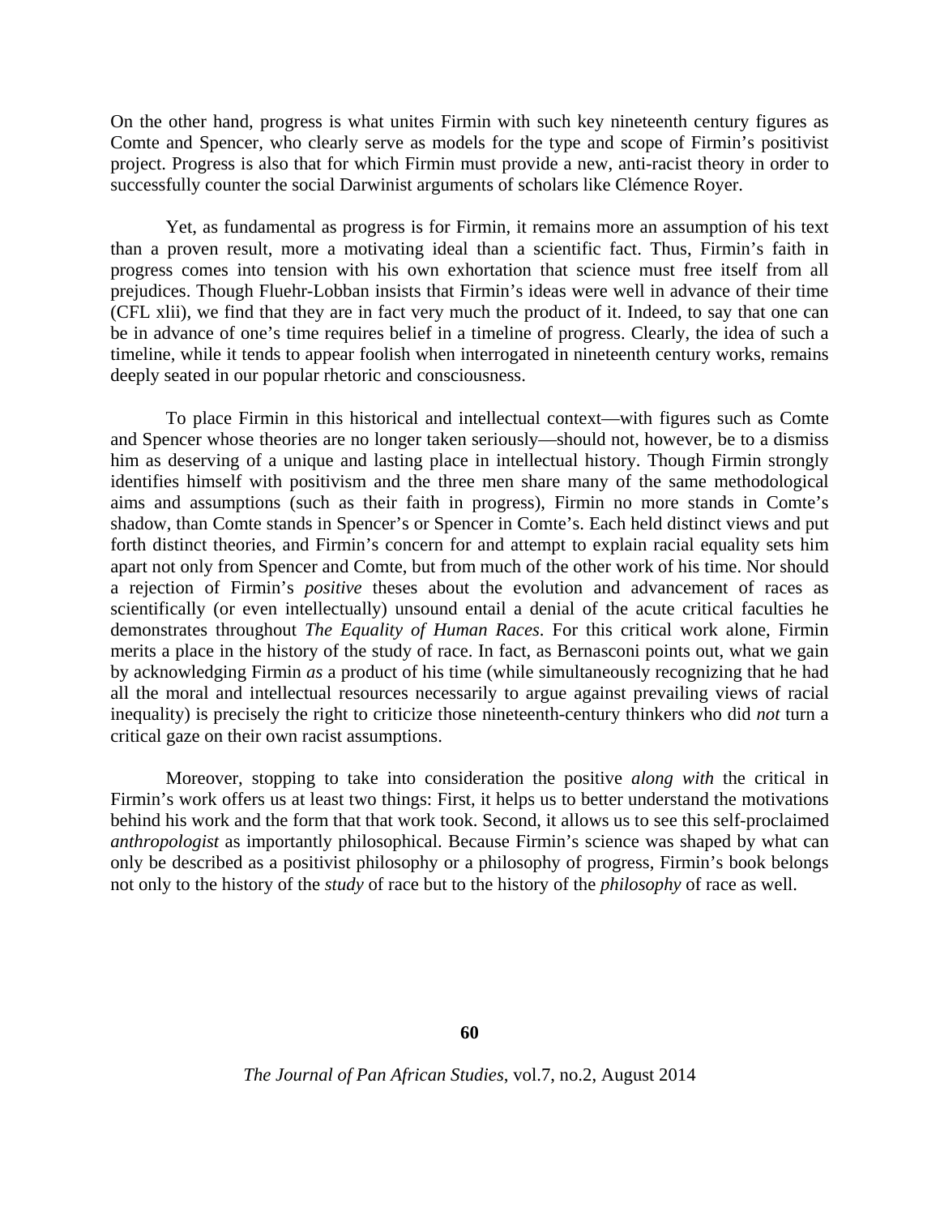On the other hand, progress is what unites Firmin with such key nineteenth century figures as Comte and Spencer, who clearly serve as models for the type and scope of Firmin's positivist project. Progress is also that for which Firmin must provide a new, anti-racist theory in order to successfully counter the social Darwinist arguments of scholars like Clémence Royer.

Yet, as fundamental as progress is for Firmin, it remains more an assumption of his text than a proven result, more a motivating ideal than a scientific fact. Thus, Firmin's faith in progress comes into tension with his own exhortation that science must free itself from all prejudices. Though Fluehr-Lobban insists that Firmin's ideas were well in advance of their time (CFL xlii), we find that they are in fact very much the product of it. Indeed, to say that one can be in advance of one's time requires belief in a timeline of progress. Clearly, the idea of such a timeline, while it tends to appear foolish when interrogated in nineteenth century works, remains deeply seated in our popular rhetoric and consciousness.

To place Firmin in this historical and intellectual context—with figures such as Comte and Spencer whose theories are no longer taken seriously—should not, however, be to a dismiss him as deserving of a unique and lasting place in intellectual history. Though Firmin strongly identifies himself with positivism and the three men share many of the same methodological aims and assumptions (such as their faith in progress), Firmin no more stands in Comte's shadow, than Comte stands in Spencer's or Spencer in Comte's. Each held distinct views and put forth distinct theories, and Firmin's concern for and attempt to explain racial equality sets him apart not only from Spencer and Comte, but from much of the other work of his time. Nor should a rejection of Firmin's *positive* theses about the evolution and advancement of races as scientifically (or even intellectually) unsound entail a denial of the acute critical faculties he demonstrates throughout *The Equality of Human Races*. For this critical work alone, Firmin merits a place in the history of the study of race. In fact, as Bernasconi points out, what we gain by acknowledging Firmin *as* a product of his time (while simultaneously recognizing that he had all the moral and intellectual resources necessarily to argue against prevailing views of racial inequality) is precisely the right to criticize those nineteenth-century thinkers who did *not* turn a critical gaze on their own racist assumptions.

Moreover, stopping to take into consideration the positive *along with* the critical in Firmin's work offers us at least two things: First, it helps us to better understand the motivations behind his work and the form that that work took. Second, it allows us to see this self-proclaimed *anthropologist* as importantly philosophical. Because Firmin's science was shaped by what can only be described as a positivist philosophy or a philosophy of progress, Firmin's book belongs not only to the history of the *study* of race but to the history of the *philosophy* of race as well.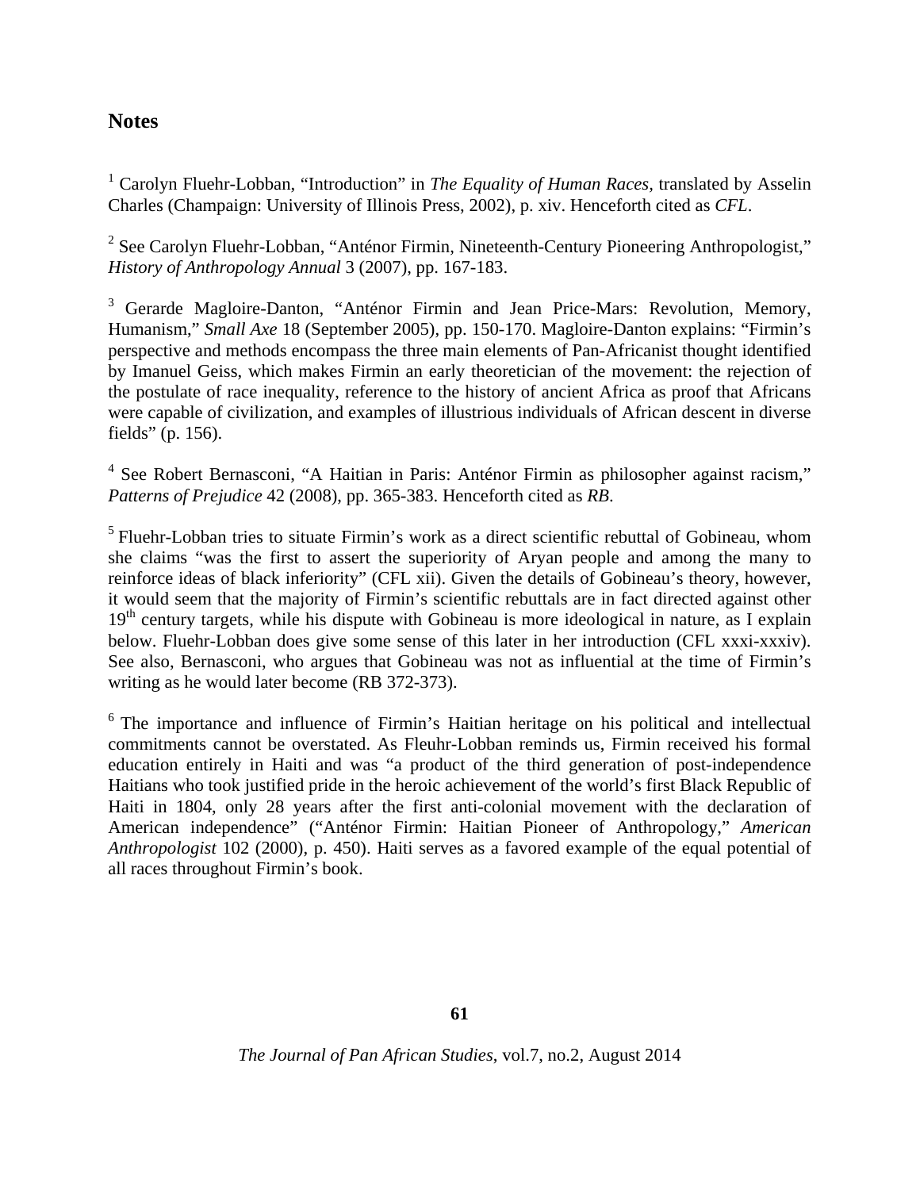## Notes

[1] Carolyn Fluehr-Lobban, "Introduction" in *The Equality of Human Races*, translated by Asselin Charles (Champaign: University of Illinois Press, 2002), p. xiv. Henceforth cited as *CFL*.

[2] See Carolyn Fluehr-Lobban, "Anténor Firmin, Nineteenth-Century Pioneering Anthropologist," *History of Anthropology Annual* 3 (2007), pp. 167-183.

[3] Gerarde Magloire-Danton, "Anténor Firmin and Jean Price-Mars: Revolution, Memory, Humanism," *Small Axe* 18 (September 2005), pp. 150-170. Magloire-Danton explains: "Firmin's perspective and methods encompass the three main elements of Pan-Africanist thought identified by Imanuel Geiss, which makes Firmin an early theoretician of the movement: the rejection of the postulate of race inequality, reference to the history of ancient Africa as proof that Africans were capable of civilization, and examples of illustrious individuals of African descent in diverse fields" (p. 156).

[4] See Robert Bernasconi, "A Haitian in Paris: Anténor Firmin as philosopher against racism," *Patterns of Prejudice* 42 (2008), pp. 365-383. Henceforth cited as *RB*.

[5] Fluehr-Lobban tries to situate Firmin's work as a direct scientific rebuttal of Gobineau, whom she claims "was the first to assert the superiority of Aryan people and among the many to reinforce ideas of black inferiority" (CFL xii). Given the details of Gobineau's theory, however, it would seem that the majority of Firmin's scientific rebuttals are in fact directed against other 19th century targets, while his dispute with Gobineau is more ideological in nature, as I explain below. Fluehr-Lobban does give some sense of this later in her introduction (CFL xxxi-xxxiv). See also, Bernasconi, who argues that Gobineau was not as influential at the time of Firmin's writing as he would later become (RB 372-373).

[6] The importance and influence of Firmin's Haitian heritage on his political and intellectual commitments cannot be overstated. As Fleuhr-Lobban reminds us, Firmin received his formal education entirely in Haiti and was "a product of the third generation of post-independence Haitians who took justified pride in the heroic achievement of the world's first Black Republic of Haiti in 1804, only 28 years after the first anti-colonial movement with the declaration of American independence" ("Anténor Firmin: Haitian Pioneer of Anthropology," *American Anthropologist* 102 (2000), p. 450). Haiti serves as a favored example of the equal potential of all races throughout Firmin's book.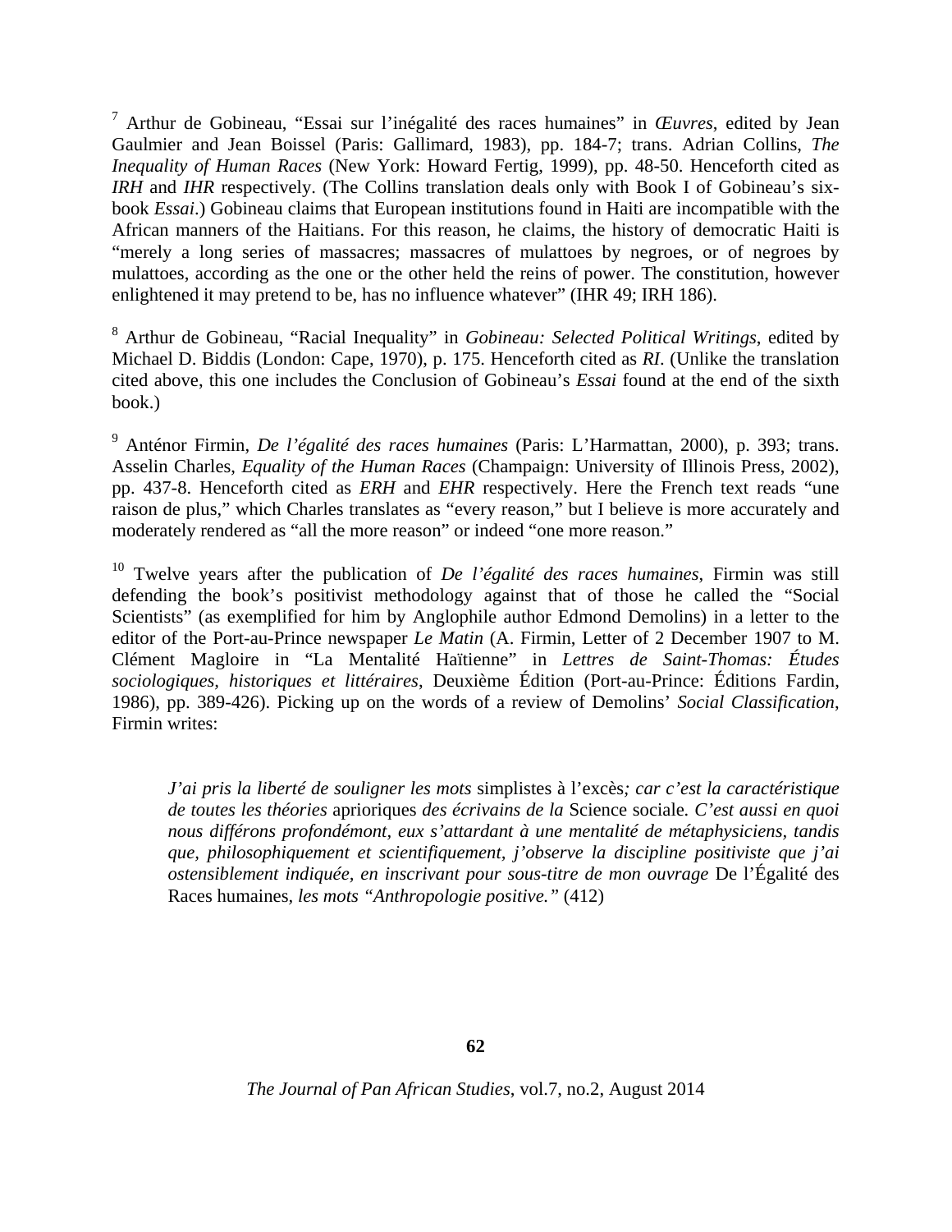[7] Arthur de Gobineau, “Essai sur l’inégalité des races humaines” in *Œuvres*, edited by Jean Gaulmier and Jean Boissel (Paris: Gallimard, 1983), pp. 184-7; trans. Adrian Collins, *The Inequality of Human Races* (New York: Howard Fertig, 1999), pp. 48-50. Henceforth cited as *IRH* and *IHR* respectively. (The Collins translation deals only with Book I of Gobineau’s six-book *Essai*.) Gobineau claims that European institutions found in Haiti are incompatible with the African manners of the Haitians. For this reason, he claims, the history of democratic Haiti is “merely a long series of massacres; massacres of mulattoes by negroes, or of negroes by mulattoes, according as the one or the other held the reins of power. The constitution, however enlightened it may pretend to be, has no influence whatever” (IHR 49; IRH 186).

[8] Arthur de Gobineau, “Racial Inequality” in *Gobineau: Selected Political Writings*, edited by Michael D. Biddis (London: Cape, 1970), p. 175. Henceforth cited as *RI*. (Unlike the translation cited above, this one includes the Conclusion of Gobineau’s *Essai* found at the end of the sixth book.)

[9] Anténor Firmin, *De l’égalité des races humaines* (Paris: L’Harmattan, 2000), p. 393; trans. Asselin Charles, *Equality of the Human Races* (Champaign: University of Illinois Press, 2002), pp. 437-8. Henceforth cited as *ERH* and *EHR* respectively. Here the French text reads “une raison de plus,” which Charles translates as “every reason,” but I believe is more accurately and moderately rendered as “all the more reason” or indeed “one more reason.”

[10] Twelve years after the publication of *De l’égalité des races humaines*, Firmin was still defending the book’s positivist methodology against that of those he called the “Social Scientists” (as exemplified for him by Anglophile author Edmond Demolins) in a letter to the editor of the Port-au-Prince newspaper *Le Matin* (A. Firmin, Letter of 2 December 1907 to M. Clément Magloire in “La Mentalité Haïtienne” in *Lettres de Saint-Thomas: Études sociologiques, historiques et littéraires*, Deuxième Édition (Port-au-Prince: Éditions Fardin, 1986), pp. 389-426). Picking up on the words of a review of Demolins’ *Social Classification*, Firmin writes:

> *J’ai pris la liberté de souligner les mots* simplistes à l’excès*; car c’est la caractéristique de toutes les théories* aprioriques *des écrivains de la* Science sociale*. C’est aussi en quoi nous différons profondémont, eux s’attardant à une mentalité de métaphysiciens, tandis que, philosophiquement et scientifiquement, j’observe la discipline positiviste que j’ai ostensiblement indiquée, en inscrivant pour sous-titre de mon ouvrage* De l’Égalité des Races humaines*, les mots “Anthropologie positive.”* (412)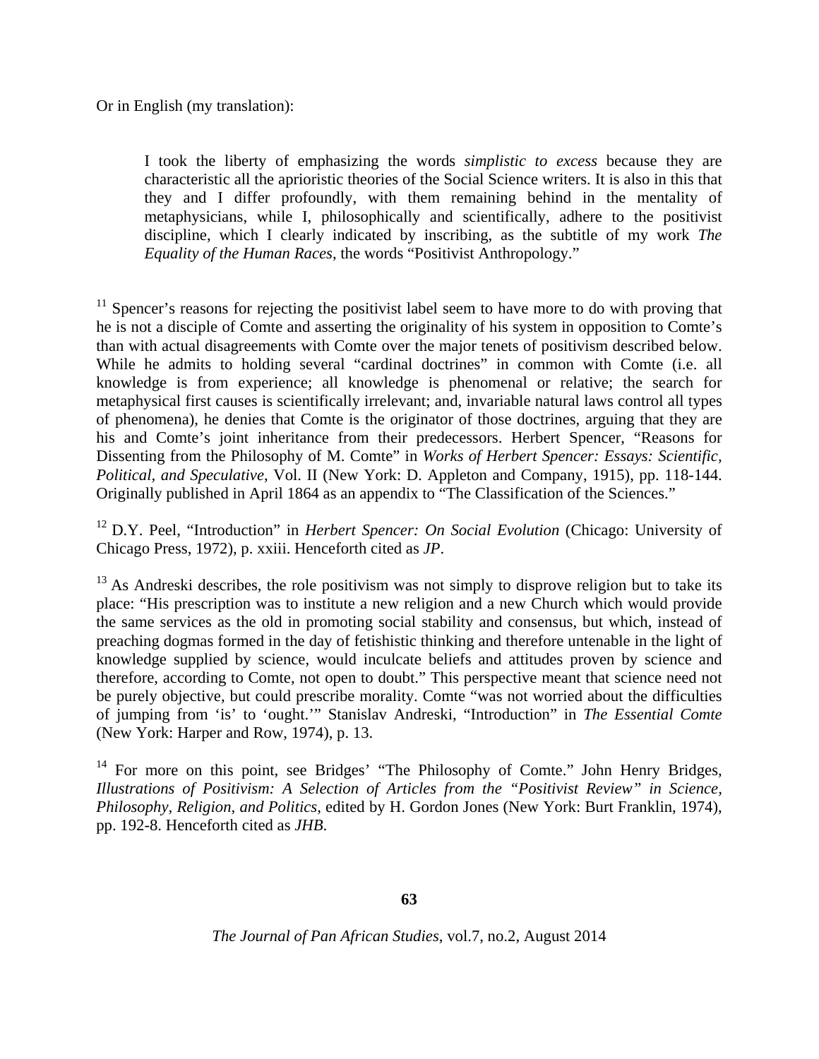Or in English (my translation):

> I took the liberty of emphasizing the words *simplistic to excess* because they are characteristic all the aprioristic theories of the Social Science writers. It is also in this that they and I differ profoundly, with them remaining behind in the mentality of metaphysicians, while I, philosophically and scientifically, adhere to the positivist discipline, which I clearly indicated by inscribing, as the subtitle of my work *The Equality of the Human Races*, the words "Positivist Anthropology."

[11] Spencer's reasons for rejecting the positivist label seem to have more to do with proving that he is not a disciple of Comte and asserting the originality of his system in opposition to Comte's than with actual disagreements with Comte over the major tenets of positivism described below. While he admits to holding several "cardinal doctrines" in common with Comte (i.e. all knowledge is from experience; all knowledge is phenomenal or relative; the search for metaphysical first causes is scientifically irrelevant; and, invariable natural laws control all types of phenomena), he denies that Comte is the originator of those doctrines, arguing that they are his and Comte's joint inheritance from their predecessors. Herbert Spencer, "Reasons for Dissenting from the Philosophy of M. Comte" in *Works of Herbert Spencer: Essays: Scientific, Political, and Speculative*, Vol. II (New York: D. Appleton and Company, 1915), pp. 118-144. Originally published in April 1864 as an appendix to "The Classification of the Sciences."

[12] D.Y. Peel, "Introduction" in *Herbert Spencer: On Social Evolution* (Chicago: University of Chicago Press, 1972), p. xxiii. Henceforth cited as *JP*.

[13] As Andreski describes, the role positivism was not simply to disprove religion but to take its place: "His prescription was to institute a new religion and a new Church which would provide the same services as the old in promoting social stability and consensus, but which, instead of preaching dogmas formed in the day of fetishistic thinking and therefore untenable in the light of knowledge supplied by science, would inculcate beliefs and attitudes proven by science and therefore, according to Comte, not open to doubt." This perspective meant that science need not be purely objective, but could prescribe morality. Comte "was not worried about the difficulties of jumping from 'is' to 'ought.'" Stanislav Andreski, "Introduction" in *The Essential Comte* (New York: Harper and Row, 1974), p. 13.

[14] For more on this point, see Bridges' "The Philosophy of Comte." John Henry Bridges, *Illustrations of Positivism: A Selection of Articles from the "Positivist Review" in Science, Philosophy, Religion, and Politics*, edited by H. Gordon Jones (New York: Burt Franklin, 1974), pp. 192-8. Henceforth cited as *JHB*.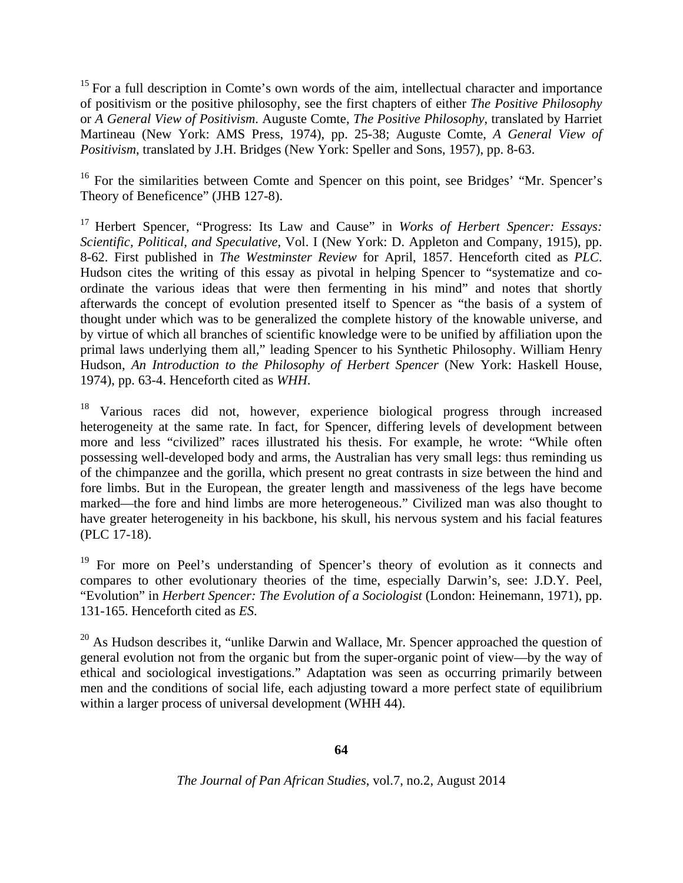[15] For a full description in Comte's own words of the aim, intellectual character and importance of positivism or the positive philosophy, see the first chapters of either *The Positive Philosophy* or *A General View of Positivism*. Auguste Comte, *The Positive Philosophy*, translated by Harriet Martineau (New York: AMS Press, 1974), pp. 25-38; Auguste Comte, *A General View of Positivism*, translated by J.H. Bridges (New York: Speller and Sons, 1957), pp. 8-63.

[16] For the similarities between Comte and Spencer on this point, see Bridges' "Mr. Spencer's Theory of Beneficence" (JHB 127-8).

[17] Herbert Spencer, "Progress: Its Law and Cause" in *Works of Herbert Spencer: Essays: Scientific, Political, and Speculative*, Vol. I (New York: D. Appleton and Company, 1915), pp. 8-62. First published in *The Westminster Review* for April, 1857. Henceforth cited as *PLC*. Hudson cites the writing of this essay as pivotal in helping Spencer to "systematize and co-ordinate the various ideas that were then fermenting in his mind" and notes that shortly afterwards the concept of evolution presented itself to Spencer as "the basis of a system of thought under which was to be generalized the complete history of the knowable universe, and by virtue of which all branches of scientific knowledge were to be unified by affiliation upon the primal laws underlying them all," leading Spencer to his Synthetic Philosophy. William Henry Hudson, *An Introduction to the Philosophy of Herbert Spencer* (New York: Haskell House, 1974), pp. 63-4. Henceforth cited as *WHH*.

[18] Various races did not, however, experience biological progress through increased heterogeneity at the same rate. In fact, for Spencer, differing levels of development between more and less "civilized" races illustrated his thesis. For example, he wrote: "While often possessing well-developed body and arms, the Australian has very small legs: thus reminding us of the chimpanzee and the gorilla, which present no great contrasts in size between the hind and fore limbs. But in the European, the greater length and massiveness of the legs have become marked—the fore and hind limbs are more heterogeneous." Civilized man was also thought to have greater heterogeneity in his backbone, his skull, his nervous system and his facial features (PLC 17-18).

[19] For more on Peel's understanding of Spencer's theory of evolution as it connects and compares to other evolutionary theories of the time, especially Darwin's, see: J.D.Y. Peel, "Evolution" in *Herbert Spencer: The Evolution of a Sociologist* (London: Heinemann, 1971), pp. 131-165. Henceforth cited as *ES*.

[20] As Hudson describes it, "unlike Darwin and Wallace, Mr. Spencer approached the question of general evolution not from the organic but from the super-organic point of view—by the way of ethical and sociological investigations." Adaptation was seen as occurring primarily between men and the conditions of social life, each adjusting toward a more perfect state of equilibrium within a larger process of universal development (WHH 44).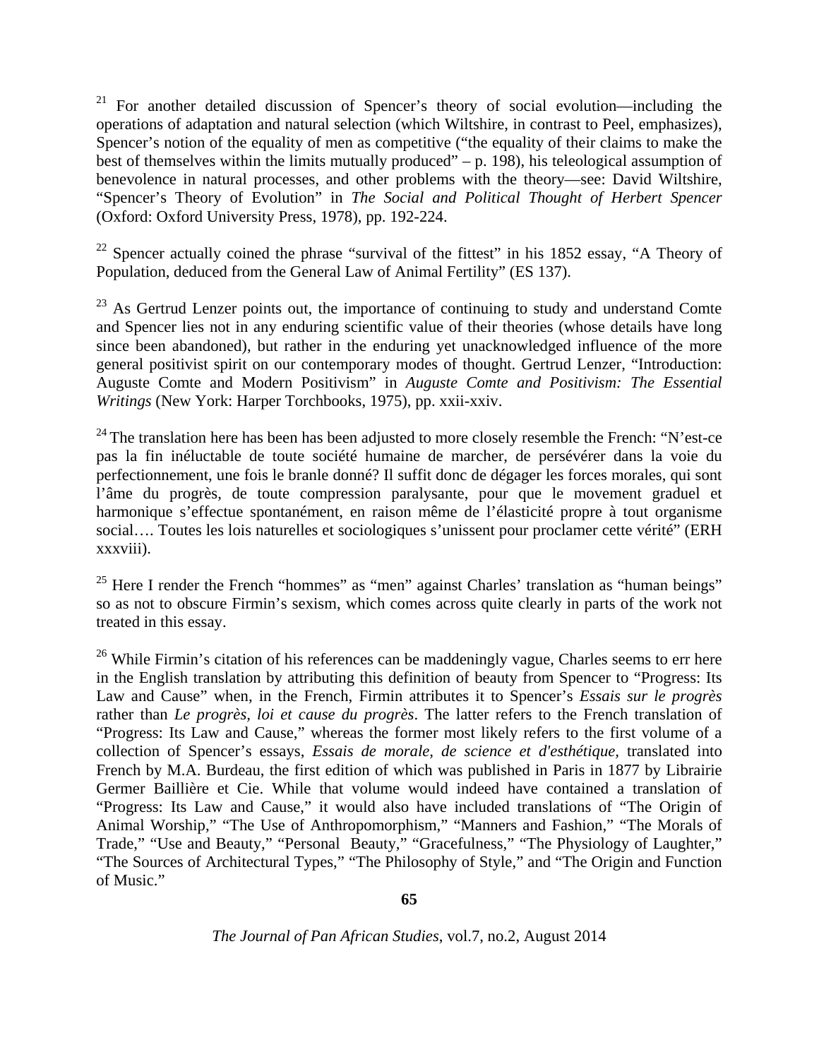[21] For another detailed discussion of Spencer's theory of social evolution—including the operations of adaptation and natural selection (which Wiltshire, in contrast to Peel, emphasizes), Spencer's notion of the equality of men as competitive ("the equality of their claims to make the best of themselves within the limits mutually produced" – p. 198), his teleological assumption of benevolence in natural processes, and other problems with the theory—see: David Wiltshire, "Spencer's Theory of Evolution" in *The Social and Political Thought of Herbert Spencer* (Oxford: Oxford University Press, 1978), pp. 192-224.

[22] Spencer actually coined the phrase "survival of the fittest" in his 1852 essay, "A Theory of Population, deduced from the General Law of Animal Fertility" (ES 137).

[23] As Gertrud Lenzer points out, the importance of continuing to study and understand Comte and Spencer lies not in any enduring scientific value of their theories (whose details have long since been abandoned), but rather in the enduring yet unacknowledged influence of the more general positivist spirit on our contemporary modes of thought. Gertrud Lenzer, "Introduction: Auguste Comte and Modern Positivism" in *Auguste Comte and Positivism: The Essential Writings* (New York: Harper Torchbooks, 1975), pp. xxii-xxiv.

[24] The translation here has been has been adjusted to more closely resemble the French: "N'est-ce pas la fin inéluctable de toute société humaine de marcher, de persévérer dans la voie du perfectionnement, une fois le branle donné? Il suffit donc de dégager les forces morales, qui sont l'âme du progrès, de toute compression paralysante, pour que le movement graduel et harmonique s'effectue spontanément, en raison même de l'élasticité propre à tout organisme social…. Toutes les lois naturelles et sociologiques s'unissent pour proclamer cette vérité" (ERH xxxviii).

[25] Here I render the French "hommes" as "men" against Charles' translation as "human beings" so as not to obscure Firmin's sexism, which comes across quite clearly in parts of the work not treated in this essay.

[26] While Firmin's citation of his references can be maddeningly vague, Charles seems to err here in the English translation by attributing this definition of beauty from Spencer to "Progress: Its Law and Cause" when, in the French, Firmin attributes it to Spencer's *Essais sur le progrès* rather than *Le progrès, loi et cause du progrès*. The latter refers to the French translation of "Progress: Its Law and Cause," whereas the former most likely refers to the first volume of a collection of Spencer's essays, *Essais de morale, de science et d'esthétique,* translated into French by M.A. Burdeau, the first edition of which was published in Paris in 1877 by Librairie Germer Baillière et Cie. While that volume would indeed have contained a translation of "Progress: Its Law and Cause," it would also have included translations of "The Origin of Animal Worship," "The Use of Anthropomorphism," "Manners and Fashion," "The Morals of Trade," "Use and Beauty," "Personal Beauty," "Gracefulness," "The Physiology of Laughter," "The Sources of Architectural Types," "The Philosophy of Style," and "The Origin and Function of Music."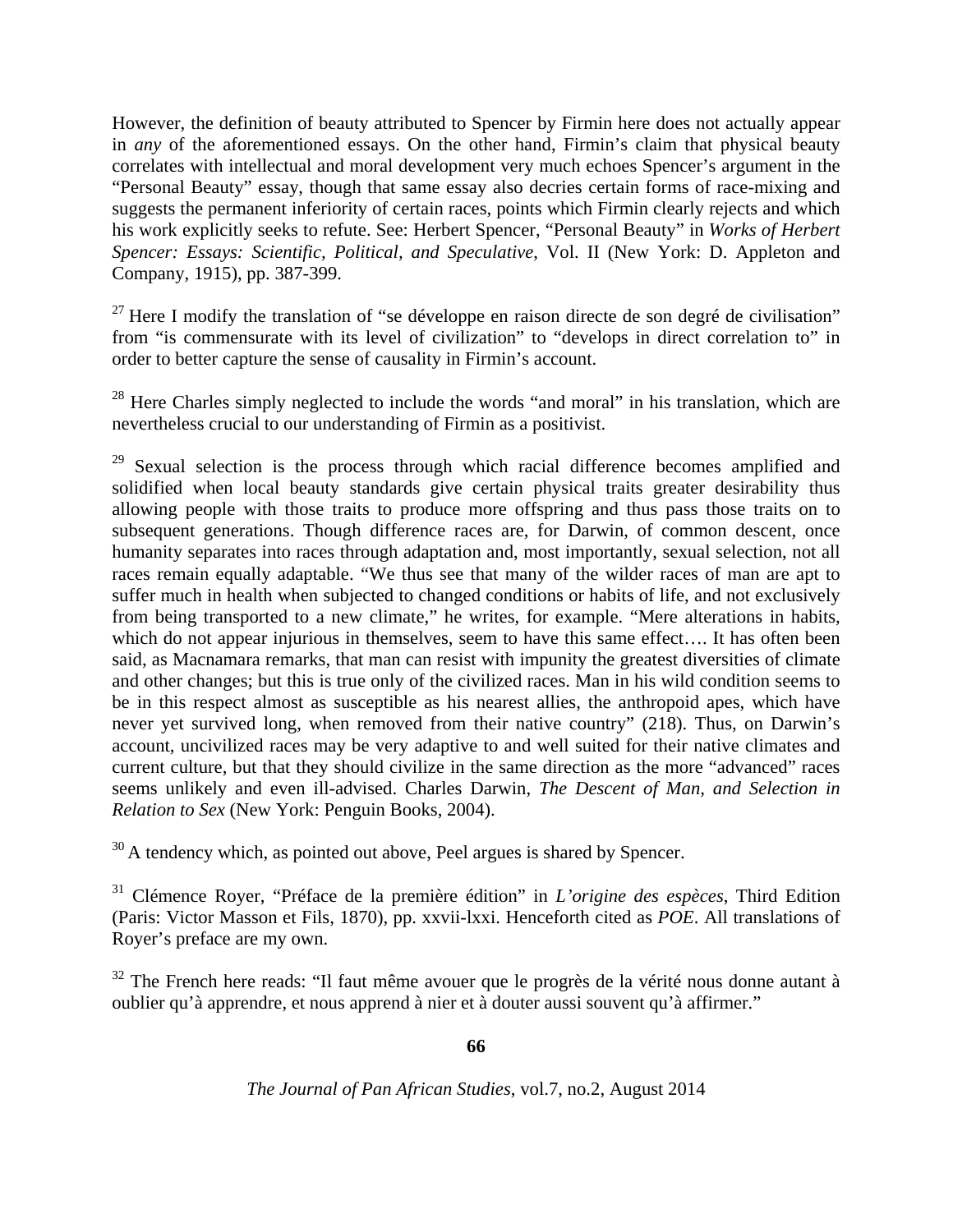However, the definition of beauty attributed to Spencer by Firmin here does not actually appear in *any* of the aforementioned essays. On the other hand, Firmin's claim that physical beauty correlates with intellectual and moral development very much echoes Spencer's argument in the "Personal Beauty" essay, though that same essay also decries certain forms of race-mixing and suggests the permanent inferiority of certain races, points which Firmin clearly rejects and which his work explicitly seeks to refute. See: Herbert Spencer, "Personal Beauty" in *Works of Herbert Spencer: Essays: Scientific, Political, and Speculative*, Vol. II (New York: D. Appleton and Company, 1915), pp. 387-399.

[27] Here I modify the translation of "se développe en raison directe de son degré de civilisation" from "is commensurate with its level of civilization" to "develops in direct correlation to" in order to better capture the sense of causality in Firmin's account.

[28] Here Charles simply neglected to include the words "and moral" in his translation, which are nevertheless crucial to our understanding of Firmin as a positivist.

[29] Sexual selection is the process through which racial difference becomes amplified and solidified when local beauty standards give certain physical traits greater desirability thus allowing people with those traits to produce more offspring and thus pass those traits on to subsequent generations. Though difference races are, for Darwin, of common descent, once humanity separates into races through adaptation and, most importantly, sexual selection, not all races remain equally adaptable. "We thus see that many of the wilder races of man are apt to suffer much in health when subjected to changed conditions or habits of life, and not exclusively from being transported to a new climate," he writes, for example. "Mere alterations in habits, which do not appear injurious in themselves, seem to have this same effect…. It has often been said, as Macnamara remarks, that man can resist with impunity the greatest diversities of climate and other changes; but this is true only of the civilized races. Man in his wild condition seems to be in this respect almost as susceptible as his nearest allies, the anthropoid apes, which have never yet survived long, when removed from their native country" (218). Thus, on Darwin's account, uncivilized races may be very adaptive to and well suited for their native climates and current culture, but that they should civilize in the same direction as the more "advanced" races seems unlikely and even ill-advised. Charles Darwin, *The Descent of Man, and Selection in Relation to Sex* (New York: Penguin Books, 2004).

[30] A tendency which, as pointed out above, Peel argues is shared by Spencer.

[31] Clémence Royer, "Préface de la première édition" in *L'origine des espèces*, Third Edition (Paris: Victor Masson et Fils, 1870), pp. xxvii-lxxi. Henceforth cited as *POE*. All translations of Royer's preface are my own.

[32] The French here reads: "Il faut même avouer que le progrès de la vérité nous donne autant à oublier qu'à apprendre, et nous apprend à nier et à douter aussi souvent qu'à affirmer."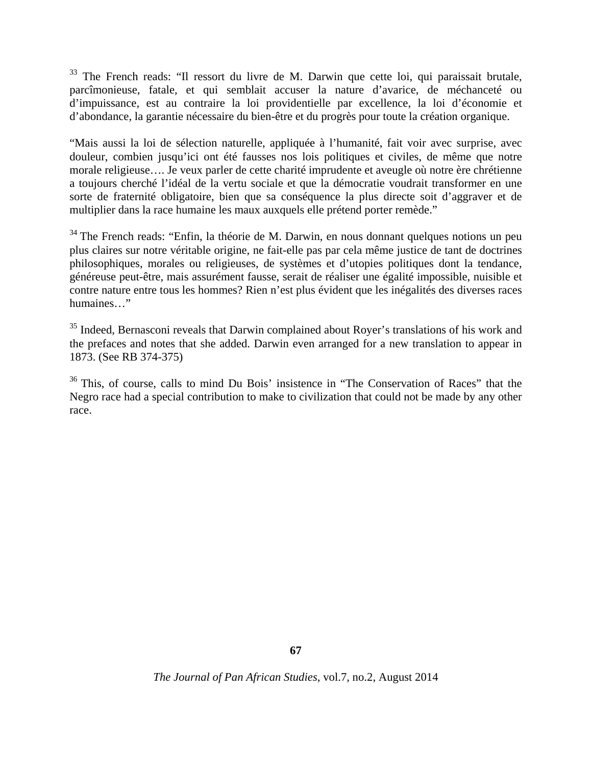[33] The French reads: “Il ressort du livre de M. Darwin que cette loi, qui paraissait brutale, parcîmonieuse, fatale, et qui semblait accuser la nature d’avarice, de méchanceté ou d’impuissance, est au contraire la loi providentielle par excellence, la loi d’économie et d’abondance, la garantie nécessaire du bien-être et du progrès pour toute la création organique.

“Mais aussi la loi de sélection naturelle, appliquée à l’humanité, fait voir avec surprise, avec douleur, combien jusqu’ici ont été fausses nos lois politiques et civiles, de même que notre morale religieuse…. Je veux parler de cette charité imprudente et aveugle où notre ère chrétienne a toujours cherché l’idéal de la vertu sociale et que la démocratie voudrait transformer en une sorte de fraternité obligatoire, bien que sa conséquence la plus directe soit d’aggraver et de multiplier dans la race humaine les maux auxquels elle prétend porter remède.”

[34] The French reads: “Enfin, la théorie de M. Darwin, en nous donnant quelques notions un peu plus claires sur notre véritable origine, ne fait-elle pas par cela même justice de tant de doctrines philosophiques, morales ou religieuses, de systèmes et d’utopies politiques dont la tendance, généreuse peut-être, mais assurément fausse, serait de réaliser une égalité impossible, nuisible et contre nature entre tous les hommes? Rien n’est plus évident que les inégalités des diverses races humaines…”

[35] Indeed, Bernasconi reveals that Darwin complained about Royer’s translations of his work and the prefaces and notes that she added. Darwin even arranged for a new translation to appear in 1873. (See RB 374-375)

[36] This, of course, calls to mind Du Bois’ insistence in “The Conservation of Races” that the Negro race had a special contribution to make to civilization that could not be made by any other race.